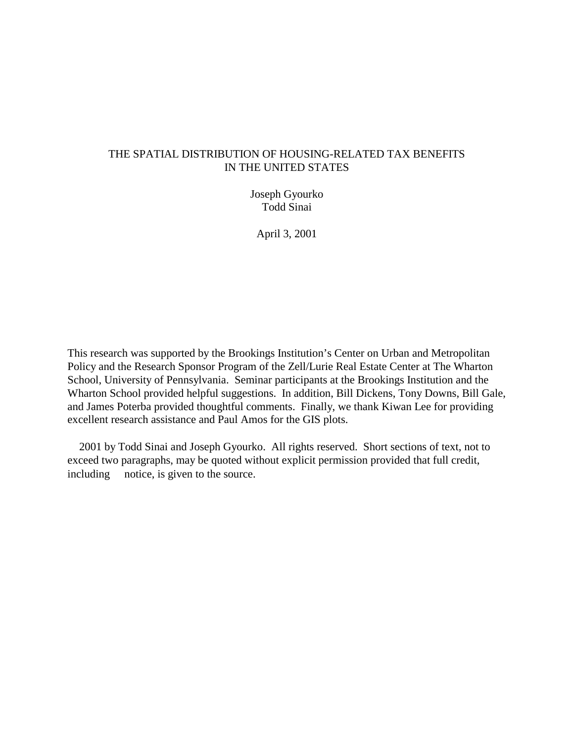# THE SPATIAL DISTRIBUTION OF HOUSING-RELATED TAX BENEFITS IN THE UNITED STATES

Joseph Gyourko
Todd Sinai

April 3, 2001

This research was supported by the Brookings Institution's Center on Urban and Metropolitan Policy and the Research Sponsor Program of the Zell/Lurie Real Estate Center at The Wharton School, University of Pennsylvania. Seminar participants at the Brookings Institution and the Wharton School provided helpful suggestions. In addition, Bill Dickens, Tony Downs, Bill Gale, and James Poterba provided thoughtful comments. Finally, we thank Kiwan Lee for providing excellent research assistance and Paul Amos for the GIS plots.

2001 by Todd Sinai and Joseph Gyourko. All rights reserved. Short sections of text, not to exceed two paragraphs, may be quoted without explicit permission provided that full credit, including notice, is given to the source.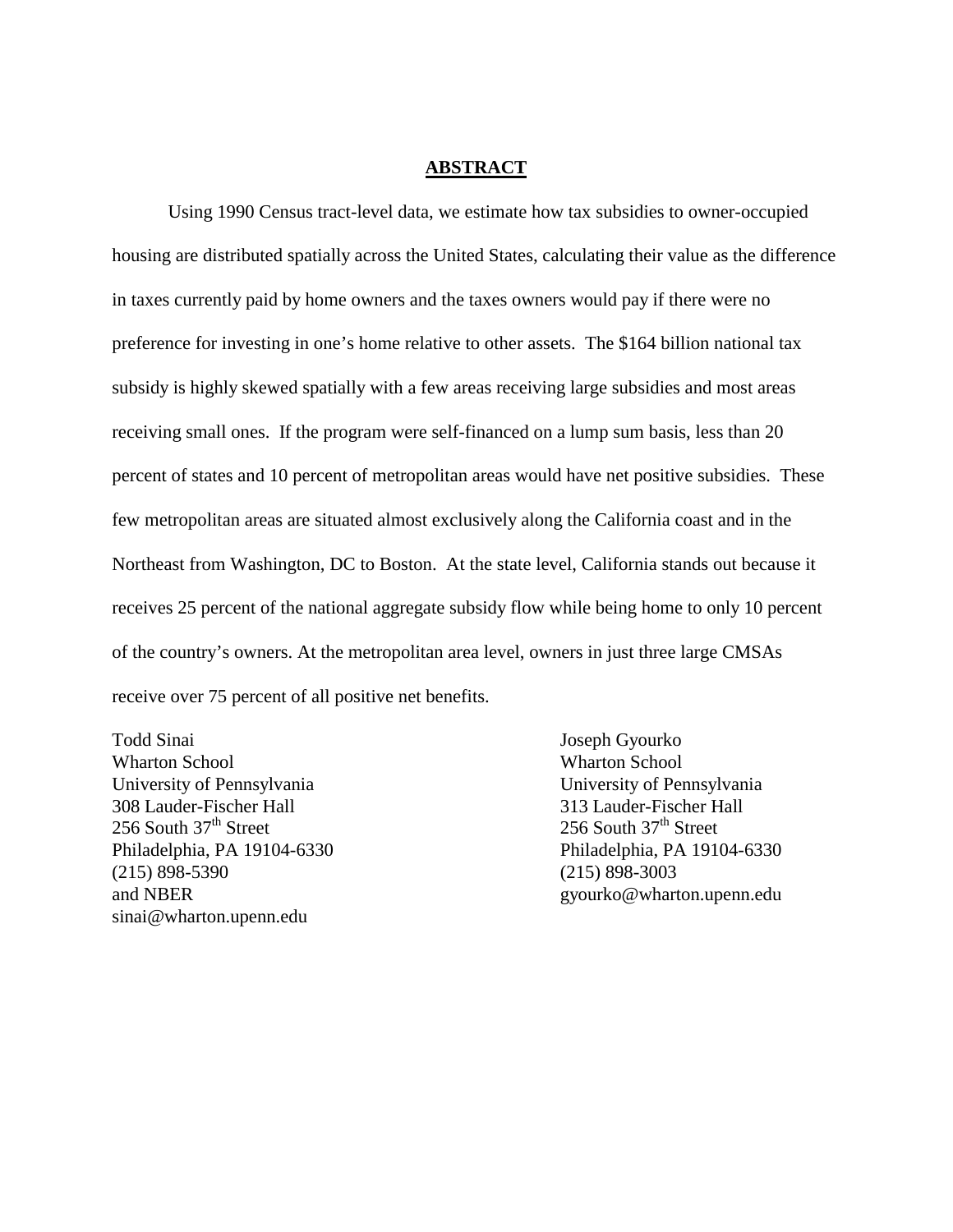## ABSTRACT

Using 1990 Census tract-level data, we estimate how tax subsidies to owner-occupied housing are distributed spatially across the United States, calculating their value as the difference in taxes currently paid by home owners and the taxes owners would pay if there were no preference for investing in one's home relative to other assets. The $164 billion national tax subsidy is highly skewed spatially with a few areas receiving large subsidies and most areas receiving small ones. If the program were self-financed on a lump sum basis, less than 20 percent of states and 10 percent of metropolitan areas would have net positive subsidies. These few metropolitan areas are situated almost exclusively along the California coast and in the Northeast from Washington, DC to Boston. At the state level, California stands out because it receives 25 percent of the national aggregate subsidy flow while being home to only 10 percent of the country's owners. At the metropolitan area level, owners in just three large CMSAs receive over 75 percent of all positive net benefits.

Todd Sinai
Wharton School
University of Pennsylvania
308 Lauder-Fischer Hall
256 South 37th Street
Philadelphia, PA 19104-6330
(215) 898-5390
and NBER
sinai@wharton.upenn.edu

Joseph Gyourko
Wharton School
University of Pennsylvania
313 Lauder-Fischer Hall
256 South 37th Street
Philadelphia, PA 19104-6330
(215) 898-3003
gyourko@wharton.upenn.edu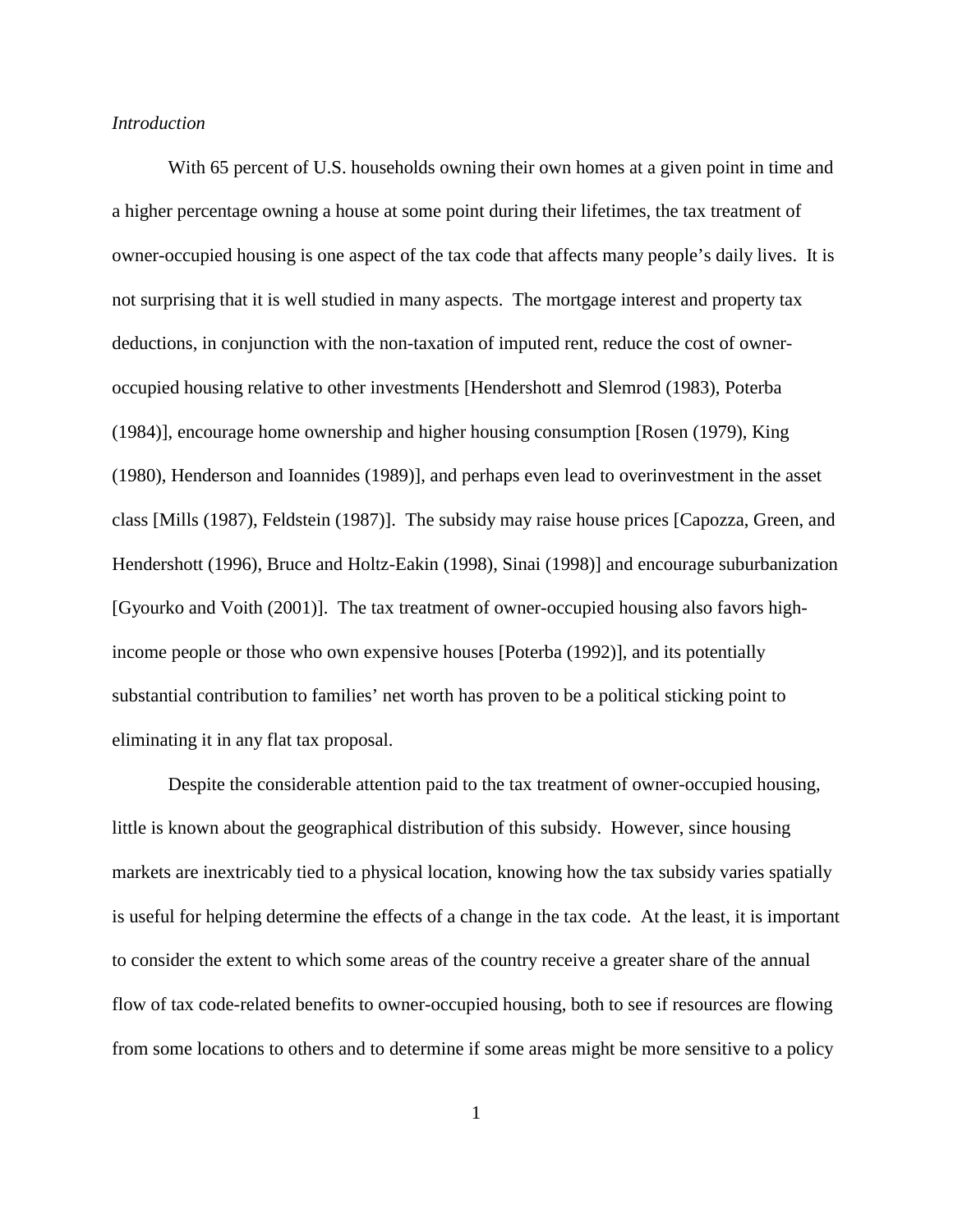*Introduction*

With 65 percent of U.S. households owning their own homes at a given point in time and a higher percentage owning a house at some point during their lifetimes, the tax treatment of owner-occupied housing is one aspect of the tax code that affects many people's daily lives. It is not surprising that it is well studied in many aspects. The mortgage interest and property tax deductions, in conjunction with the non-taxation of imputed rent, reduce the cost of owner-occupied housing relative to other investments [Hendershott and Slemrod (1983), Poterba (1984)], encourage home ownership and higher housing consumption [Rosen (1979), King (1980), Henderson and Ioannides (1989)], and perhaps even lead to overinvestment in the asset class [Mills (1987), Feldstein (1987)]. The subsidy may raise house prices [Capozza, Green, and Hendershott (1996), Bruce and Holtz-Eakin (1998), Sinai (1998)] and encourage suburbanization [Gyourko and Voith (2001)]. The tax treatment of owner-occupied housing also favors high-income people or those who own expensive houses [Poterba (1992)], and its potentially substantial contribution to families' net worth has proven to be a political sticking point to eliminating it in any flat tax proposal.

Despite the considerable attention paid to the tax treatment of owner-occupied housing, little is known about the geographical distribution of this subsidy. However, since housing markets are inextricably tied to a physical location, knowing how the tax subsidy varies spatially is useful for helping determine the effects of a change in the tax code. At the least, it is important to consider the extent to which some areas of the country receive a greater share of the annual flow of tax code-related benefits to owner-occupied housing, both to see if resources are flowing from some locations to others and to determine if some areas might be more sensitive to a policy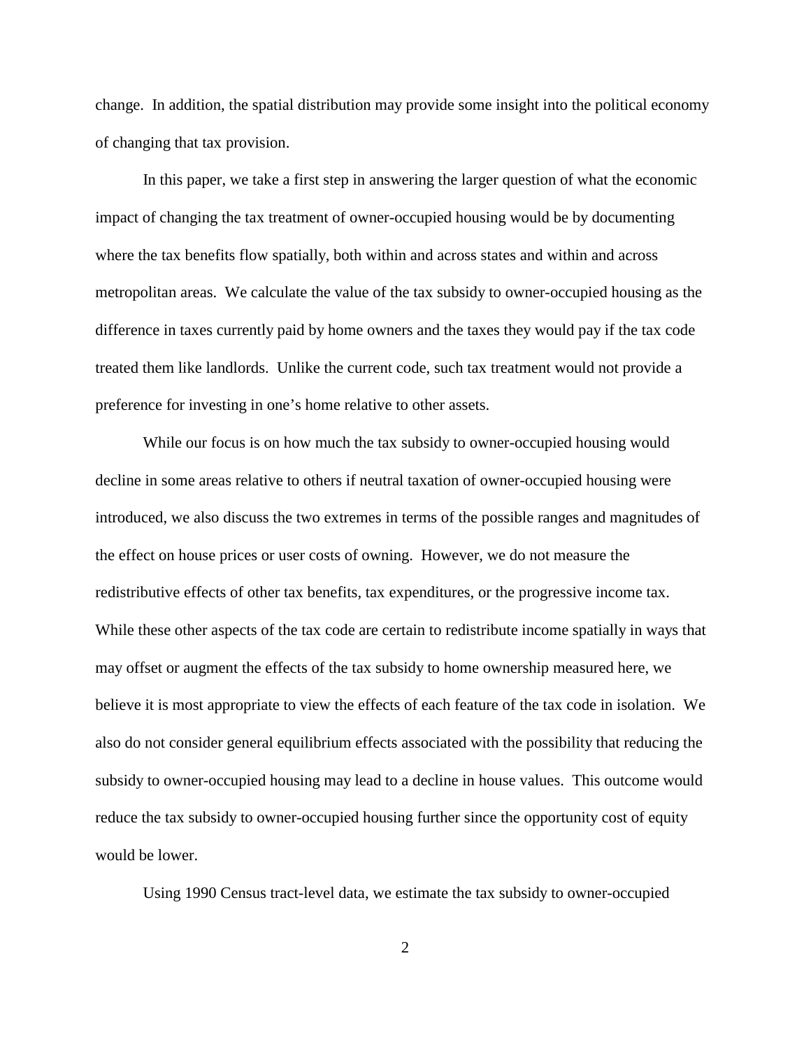change. In addition, the spatial distribution may provide some insight into the political economy of changing that tax provision.

In this paper, we take a first step in answering the larger question of what the economic impact of changing the tax treatment of owner-occupied housing would be by documenting where the tax benefits flow spatially, both within and across states and within and across metropolitan areas. We calculate the value of the tax subsidy to owner-occupied housing as the difference in taxes currently paid by home owners and the taxes they would pay if the tax code treated them like landlords. Unlike the current code, such tax treatment would not provide a preference for investing in one's home relative to other assets.

While our focus is on how much the tax subsidy to owner-occupied housing would decline in some areas relative to others if neutral taxation of owner-occupied housing were introduced, we also discuss the two extremes in terms of the possible ranges and magnitudes of the effect on house prices or user costs of owning. However, we do not measure the redistributive effects of other tax benefits, tax expenditures, or the progressive income tax. While these other aspects of the tax code are certain to redistribute income spatially in ways that may offset or augment the effects of the tax subsidy to home ownership measured here, we believe it is most appropriate to view the effects of each feature of the tax code in isolation. We also do not consider general equilibrium effects associated with the possibility that reducing the subsidy to owner-occupied housing may lead to a decline in house values. This outcome would reduce the tax subsidy to owner-occupied housing further since the opportunity cost of equity would be lower.

Using 1990 Census tract-level data, we estimate the tax subsidy to owner-occupied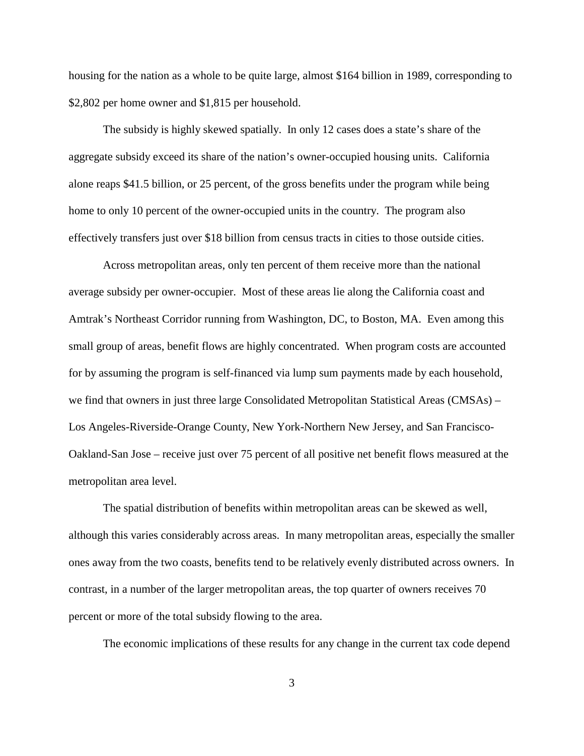housing for the nation as a whole to be quite large, almost $164 billion in 1989, corresponding to $2,802 per home owner and $1,815 per household.

The subsidy is highly skewed spatially. In only 12 cases does a state's share of the aggregate subsidy exceed its share of the nation's owner-occupied housing units. California alone reaps $41.5 billion, or 25 percent, of the gross benefits under the program while being home to only 10 percent of the owner-occupied units in the country. The program also effectively transfers just over $18 billion from census tracts in cities to those outside cities.

Across metropolitan areas, only ten percent of them receive more than the national average subsidy per owner-occupier. Most of these areas lie along the California coast and Amtrak's Northeast Corridor running from Washington, DC, to Boston, MA. Even among this small group of areas, benefit flows are highly concentrated. When program costs are accounted for by assuming the program is self-financed via lump sum payments made by each household, we find that owners in just three large Consolidated Metropolitan Statistical Areas (CMSAs) – Los Angeles-Riverside-Orange County, New York-Northern New Jersey, and San Francisco-Oakland-San Jose – receive just over 75 percent of all positive net benefit flows measured at the metropolitan area level.

The spatial distribution of benefits within metropolitan areas can be skewed as well, although this varies considerably across areas. In many metropolitan areas, especially the smaller ones away from the two coasts, benefits tend to be relatively evenly distributed across owners. In contrast, in a number of the larger metropolitan areas, the top quarter of owners receives 70 percent or more of the total subsidy flowing to the area.

The economic implications of these results for any change in the current tax code depend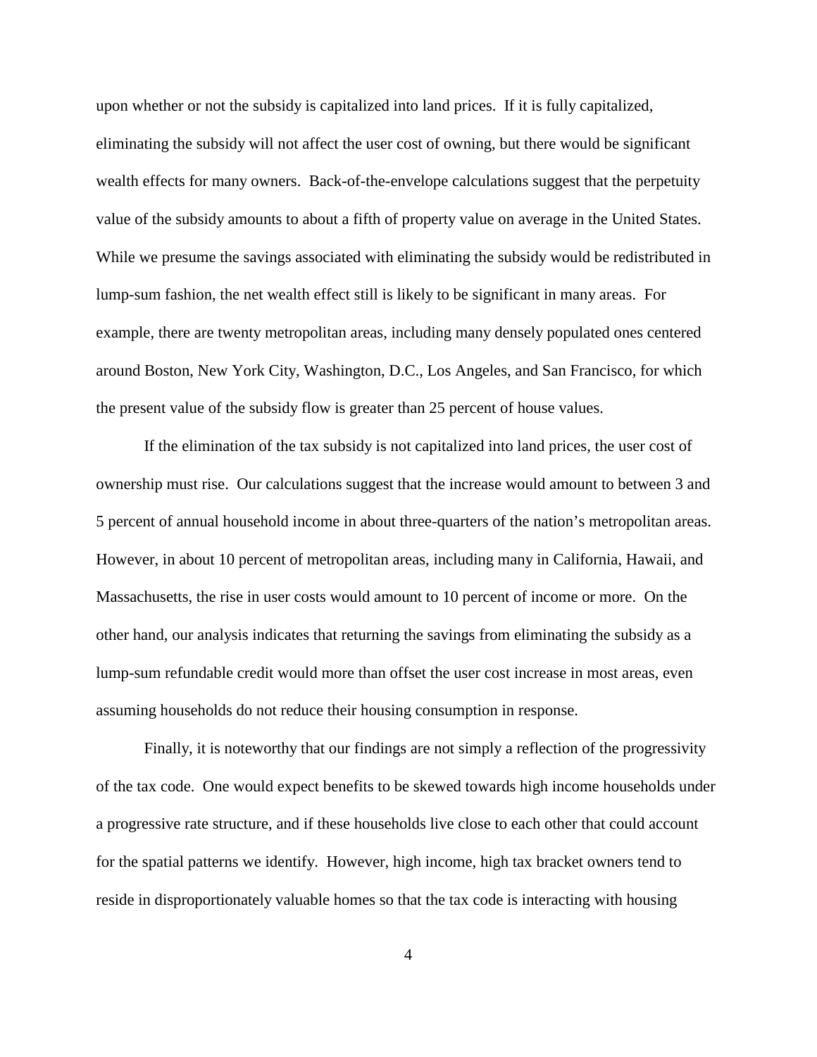upon whether or not the subsidy is capitalized into land prices. If it is fully capitalized, eliminating the subsidy will not affect the user cost of owning, but there would be significant wealth effects for many owners. Back-of-the-envelope calculations suggest that the perpetuity value of the subsidy amounts to about a fifth of property value on average in the United States. While we presume the savings associated with eliminating the subsidy would be redistributed in lump-sum fashion, the net wealth effect still is likely to be significant in many areas. For example, there are twenty metropolitan areas, including many densely populated ones centered around Boston, New York City, Washington, D.C., Los Angeles, and San Francisco, for which the present value of the subsidy flow is greater than 25 percent of house values.

If the elimination of the tax subsidy is not capitalized into land prices, the user cost of ownership must rise. Our calculations suggest that the increase would amount to between 3 and 5 percent of annual household income in about three-quarters of the nation's metropolitan areas. However, in about 10 percent of metropolitan areas, including many in California, Hawaii, and Massachusetts, the rise in user costs would amount to 10 percent of income or more. On the other hand, our analysis indicates that returning the savings from eliminating the subsidy as a lump-sum refundable credit would more than offset the user cost increase in most areas, even assuming households do not reduce their housing consumption in response.

Finally, it is noteworthy that our findings are not simply a reflection of the progressivity of the tax code. One would expect benefits to be skewed towards high income households under a progressive rate structure, and if these households live close to each other that could account for the spatial patterns we identify. However, high income, high tax bracket owners tend to reside in disproportionately valuable homes so that the tax code is interacting with housing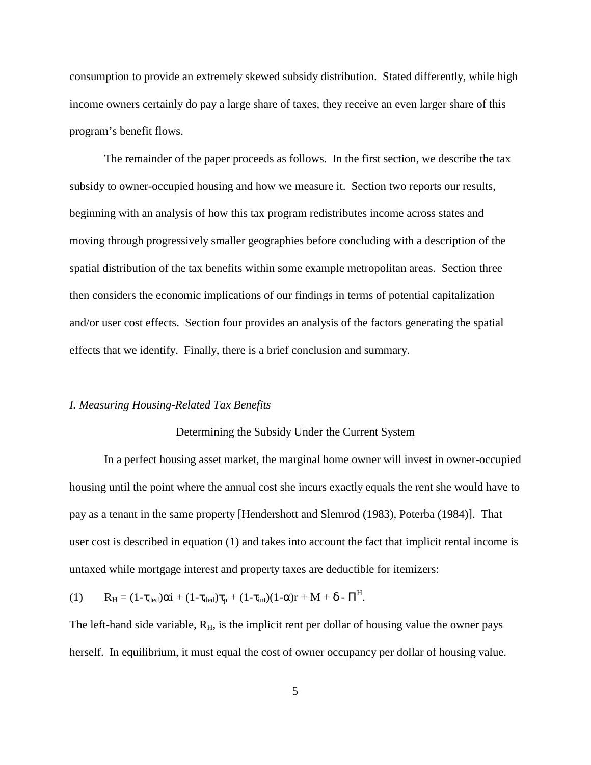consumption to provide an extremely skewed subsidy distribution. Stated differently, while high income owners certainly do pay a large share of taxes, they receive an even larger share of this program's benefit flows.

The remainder of the paper proceeds as follows. In the first section, we describe the tax subsidy to owner-occupied housing and how we measure it. Section two reports our results, beginning with an analysis of how this tax program redistributes income across states and moving through progressively smaller geographies before concluding with a description of the spatial distribution of the tax benefits within some example metropolitan areas. Section three then considers the economic implications of our findings in terms of potential capitalization and/or user cost effects. Section four provides an analysis of the factors generating the spatial effects that we identify. Finally, there is a brief conclusion and summary.

## *I. Measuring Housing-Related Tax Benefits*

### Determining the Subsidy Under the Current System

In a perfect housing asset market, the marginal home owner will invest in owner-occupied housing until the point where the annual cost she incurs exactly equals the rent she would have to pay as a tenant in the same property [Hendershott and Slemrod (1983), Poterba (1984)]. That user cost is described in equation (1) and takes into account the fact that implicit rental income is untaxed while mortgage interest and property taxes are deductible for itemizers:

$$R_H = (1-\tau_{ded})\alpha i + (1-\tau_{ded})\tau_p + (1-\tau_{int})(1-\alpha)r + M + \delta - \Pi^H. \quad (1)$$

The left-hand side variable, $R_H$, is the implicit rent per dollar of housing value the owner pays herself. In equilibrium, it must equal the cost of owner occupancy per dollar of housing value.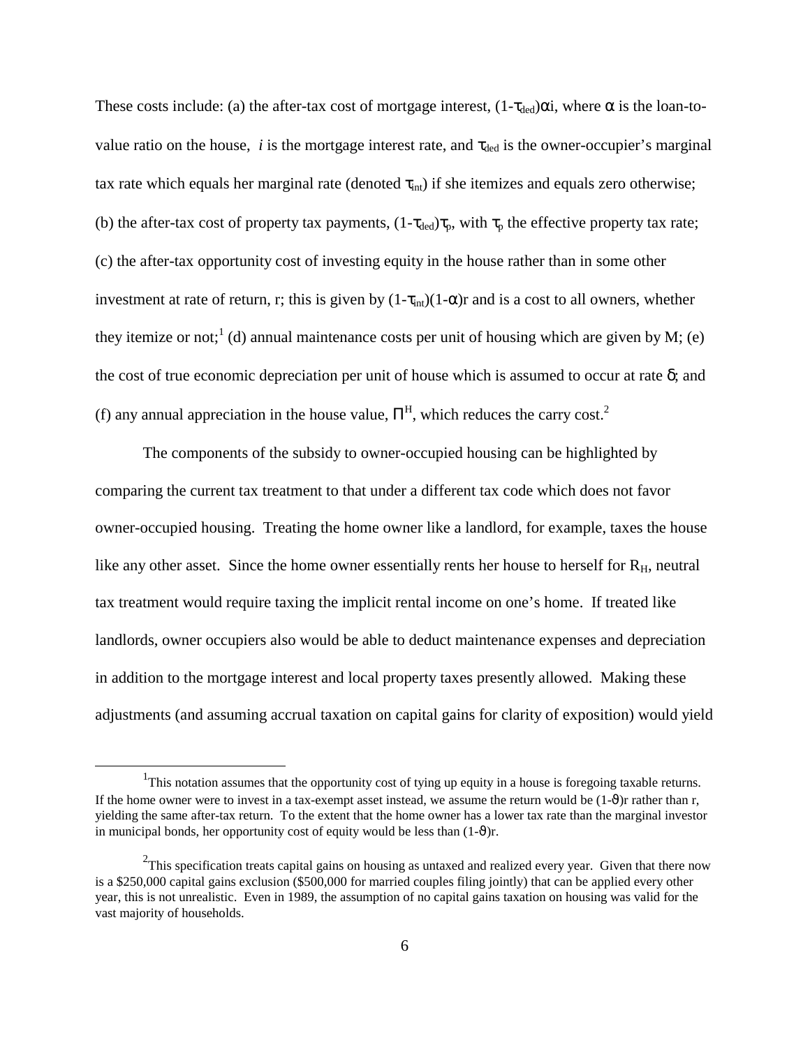These costs include: (a) the after-tax cost of mortgage interest, $(1-\tau_{ded})\alpha i$, where $\alpha$ is the loan-to-value ratio on the house, $i$ is the mortgage interest rate, and $\tau_{ded}$ is the owner-occupier's marginal tax rate which equals her marginal rate (denoted $\tau_{int}$) if she itemizes and equals zero otherwise; (b) the after-tax cost of property tax payments, $(1-\tau_{ded})\tau_p$, with $\tau_p$ the effective property tax rate; (c) the after-tax opportunity cost of investing equity in the house rather than in some other investment at rate of return, r; this is given by $(1-\tau_{int})(1-\alpha)r$ and is a cost to all owners, whether they itemize or not;[1] (d) annual maintenance costs per unit of housing which are given by M; (e) the cost of true economic depreciation per unit of house which is assumed to occur at rate $\delta$; and (f) any annual appreciation in the house value, $\Pi^H$, which reduces the carry cost.[2]

The components of the subsidy to owner-occupied housing can be highlighted by comparing the current tax treatment to that under a different tax code which does not favor owner-occupied housing. Treating the home owner like a landlord, for example, taxes the house like any other asset. Since the home owner essentially rents her house to herself for $R_H$, neutral tax treatment would require taxing the implicit rental income on one's home. If treated like landlords, owner occupiers also would be able to deduct maintenance expenses and depreciation in addition to the mortgage interest and local property taxes presently allowed. Making these adjustments (and assuming accrual taxation on capital gains for clarity of exposition) would yield

---

[1] This notation assumes that the opportunity cost of tying up equity in a house is foregoing taxable returns. If the home owner were to invest in a tax-exempt asset instead, we assume the return would be $(1-\vartheta)r$ rather than r, yielding the same after-tax return. To the extent that the home owner has a lower tax rate than the marginal investor in municipal bonds, her opportunity cost of equity would be less than $(1-\vartheta)r$.

[2] This specification treats capital gains on housing as untaxed and realized every year. Given that there now is a $250,000 capital gains exclusion ($500,000 for married couples filing jointly) that can be applied every other year, this is not unrealistic. Even in 1989, the assumption of no capital gains taxation on housing was valid for the vast majority of households.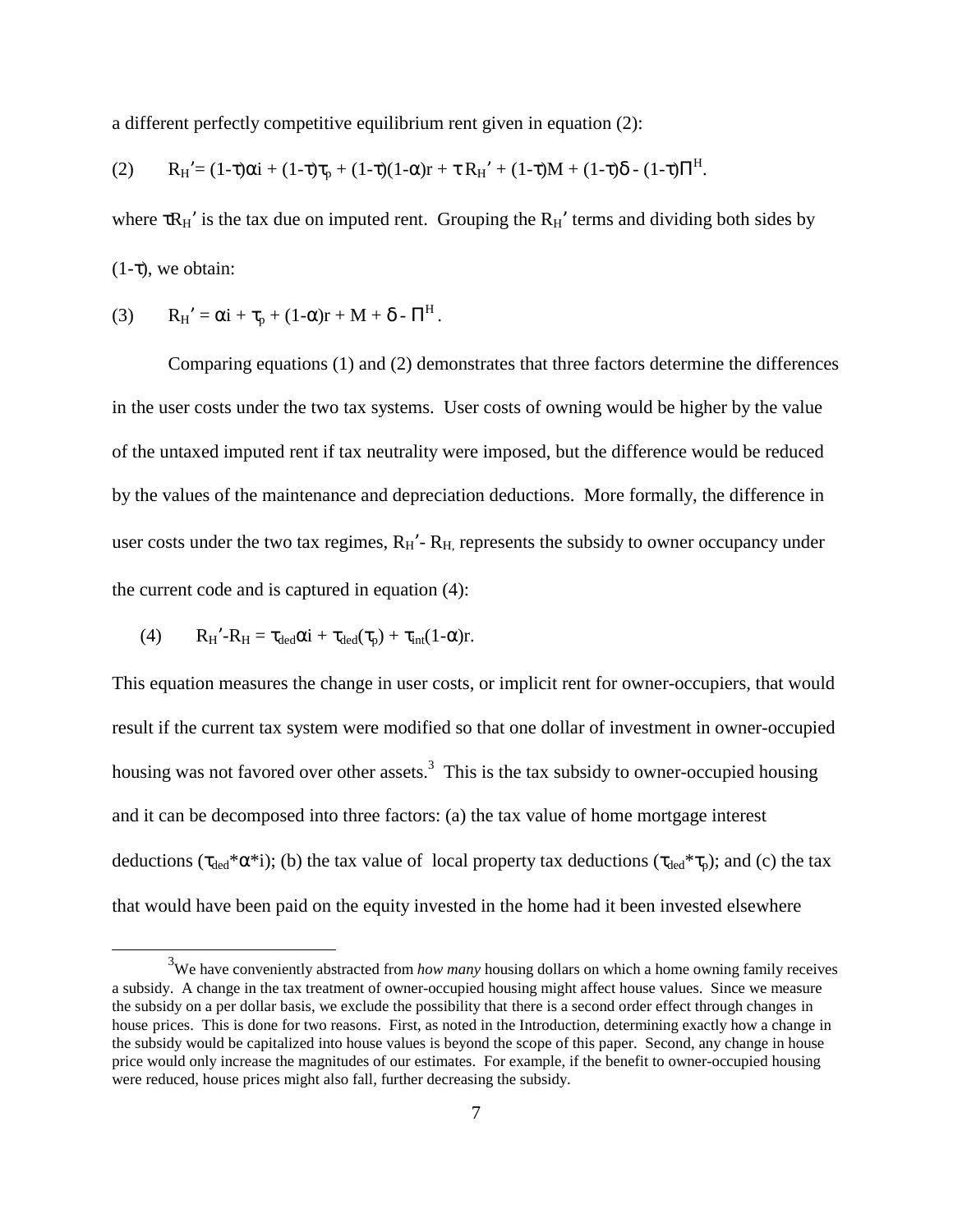a different perfectly competitive equilibrium rent given in equation (2):

$$(2) \qquad R_H' = (1-\tau)\alpha i + (1-\tau)\tau_p + (1-\tau)(1-\alpha)r + \tau R_H' + (1-\tau)M + (1-\tau)\delta - (1-\tau)\Pi^H.$$

where $\tau R_H'$ is the tax due on imputed rent. Grouping the $R_H'$ terms and dividing both sides by $(1-\tau)$, we obtain:

$$(3) \qquad R_H' = \alpha i + \tau_p + (1-\alpha)r + M + \delta - \Pi^H.$$

Comparing equations (1) and (2) demonstrates that three factors determine the differences in the user costs under the two tax systems. User costs of owning would be higher by the value of the untaxed imputed rent if tax neutrality were imposed, but the difference would be reduced by the values of the maintenance and depreciation deductions. More formally, the difference in user costs under the two tax regimes, $R_H' - R_H$, represents the subsidy to owner occupancy under the current code and is captured in equation (4):

$$(4) \qquad R_H' - R_H = \tau_{ded}\alpha i + \tau_{ded}(\tau_p) + \tau_{int}(1-\alpha)r.$$

This equation measures the change in user costs, or implicit rent for owner-occupiers, that would result if the current tax system were modified so that one dollar of investment in owner-occupied housing was not favored over other assets.[3] This is the tax subsidy to owner-occupied housing and it can be decomposed into three factors: (a) the tax value of home mortgage interest deductions ($\tau_{ded}*\alpha*i$); (b) the tax value of local property tax deductions ($\tau_{ded}*\tau_p$); and (c) the tax that would have been paid on the equity invested in the home had it been invested elsewhere

[3] We have conveniently abstracted from *how many* housing dollars on which a home owning family receives a subsidy. A change in the tax treatment of owner-occupied housing might affect house values. Since we measure the subsidy on a per dollar basis, we exclude the possibility that there is a second order effect through changes in house prices. This is done for two reasons. First, as noted in the Introduction, determining exactly how a change in the subsidy would be capitalized into house values is beyond the scope of this paper. Second, any change in house price would only increase the magnitudes of our estimates. For example, if the benefit to owner-occupied housing were reduced, house prices might also fall, further decreasing the subsidy.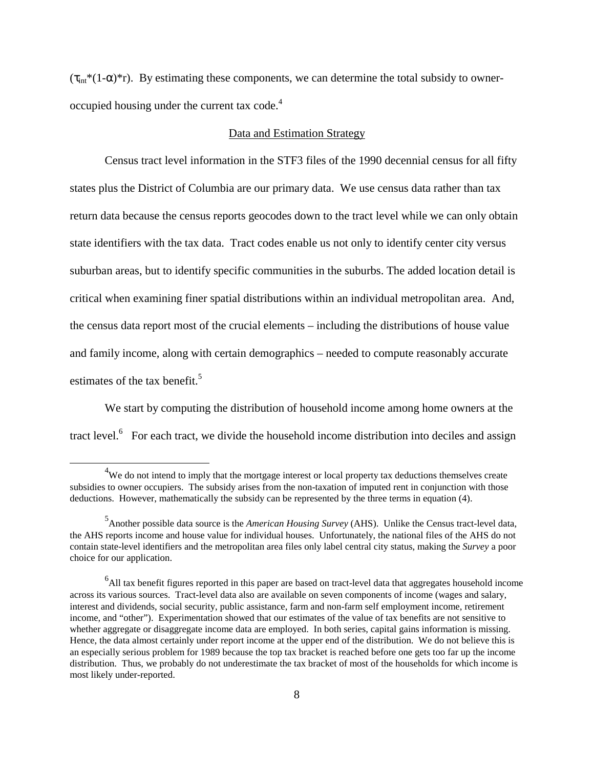($\tau_{int}$*(1-$\alpha$)*r). By estimating these components, we can determine the total subsidy to owner-occupied housing under the current tax code.[4]

## Data and Estimation Strategy

Census tract level information in the STF3 files of the 1990 decennial census for all fifty states plus the District of Columbia are our primary data. We use census data rather than tax return data because the census reports geocodes down to the tract level while we can only obtain state identifiers with the tax data. Tract codes enable us not only to identify center city versus suburban areas, but to identify specific communities in the suburbs. The added location detail is critical when examining finer spatial distributions within an individual metropolitan area. And, the census data report most of the crucial elements – including the distributions of house value and family income, along with certain demographics – needed to compute reasonably accurate estimates of the tax benefit.[5]

We start by computing the distribution of household income among home owners at the tract level.[6] For each tract, we divide the household income distribution into deciles and assign

---

[4] We do not intend to imply that the mortgage interest or local property tax deductions themselves create subsidies to owner occupiers. The subsidy arises from the non-taxation of imputed rent in conjunction with those deductions. However, mathematically the subsidy can be represented by the three terms in equation (4).

[5] Another possible data source is the *American Housing Survey* (AHS). Unlike the Census tract-level data, the AHS reports income and house value for individual houses. Unfortunately, the national files of the AHS do not contain state-level identifiers and the metropolitan area files only label central city status, making the *Survey* a poor choice for our application.

[6] All tax benefit figures reported in this paper are based on tract-level data that aggregates household income across its various sources. Tract-level data also are available on seven components of income (wages and salary, interest and dividends, social security, public assistance, farm and non-farm self employment income, retirement income, and "other"). Experimentation showed that our estimates of the value of tax benefits are not sensitive to whether aggregate or disaggregate income data are employed. In both series, capital gains information is missing. Hence, the data almost certainly under report income at the upper end of the distribution. We do not believe this is an especially serious problem for 1989 because the top tax bracket is reached before one gets too far up the income distribution. Thus, we probably do not underestimate the tax bracket of most of the households for which income is most likely under-reported.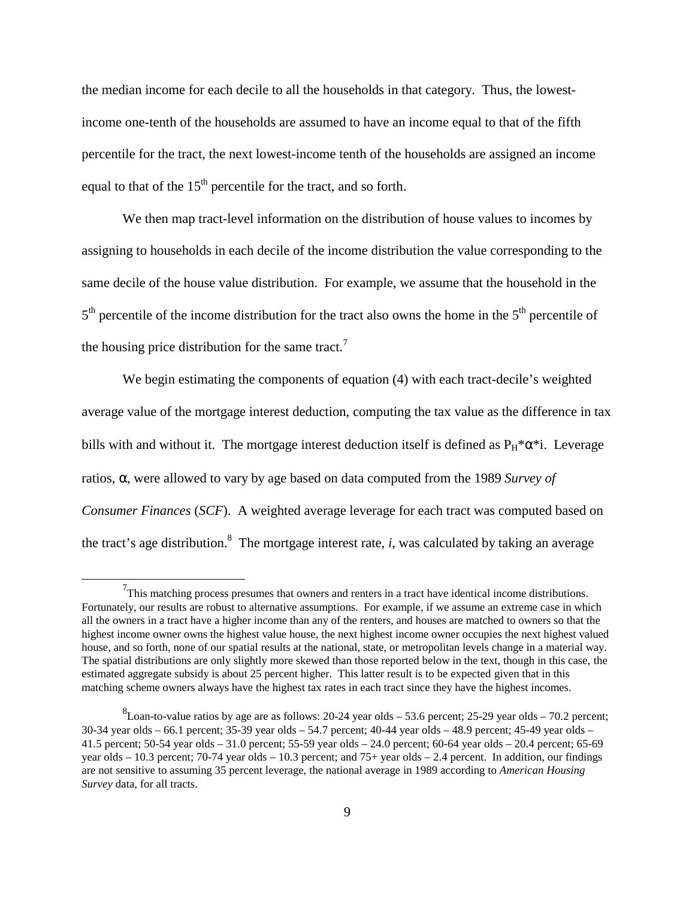the median income for each decile to all the households in that category. Thus, the lowest-income one-tenth of the households are assumed to have an income equal to that of the fifth percentile for the tract, the next lowest-income tenth of the households are assigned an income equal to that of the $15^{th}$ percentile for the tract, and so forth.

We then map tract-level information on the distribution of house values to incomes by assigning to households in each decile of the income distribution the value corresponding to the same decile of the house value distribution. For example, we assume that the household in the $5^{th}$ percentile of the income distribution for the tract also owns the home in the $5^{th}$ percentile of the housing price distribution for the same tract.[7]

We begin estimating the components of equation (4) with each tract-decile's weighted average value of the mortgage interest deduction, computing the tax value as the difference in tax bills with and without it. The mortgage interest deduction itself is defined as $P_H * \alpha * i$. Leverage ratios, $\alpha$, were allowed to vary by age based on data computed from the 1989 *Survey of Consumer Finances* (*SCF*). A weighted average leverage for each tract was computed based on the tract's age distribution.[8] The mortgage interest rate, $i$, was calculated by taking an average

---

[7] This matching process presumes that owners and renters in a tract have identical income distributions. Fortunately, our results are robust to alternative assumptions. For example, if we assume an extreme case in which all the owners in a tract have a higher income than any of the renters, and houses are matched to owners so that the highest income owner owns the highest value house, the next highest income owner occupies the next highest valued house, and so forth, none of our spatial results at the national, state, or metropolitan levels change in a material way. The spatial distributions are only slightly more skewed than those reported below in the text, though in this case, the estimated aggregate subsidy is about 25 percent higher. This latter result is to be expected given that in this matching scheme owners always have the highest tax rates in each tract since they have the highest incomes.

[8] Loan-to-value ratios by age are as follows: 20-24 year olds – 53.6 percent; 25-29 year olds – 70.2 percent; 30-34 year olds – 66.1 percent; 35-39 year olds – 54.7 percent; 40-44 year olds – 48.9 percent; 45-49 year olds – 41.5 percent; 50-54 year olds – 31.0 percent; 55-59 year olds – 24.0 percent; 60-64 year olds – 20.4 percent; 65-69 year olds – 10.3 percent; 70-74 year olds – 10.3 percent; and 75+ year olds – 2.4 percent. In addition, our findings are not sensitive to assuming 35 percent leverage, the national average in 1989 according to *American Housing Survey* data, for all tracts.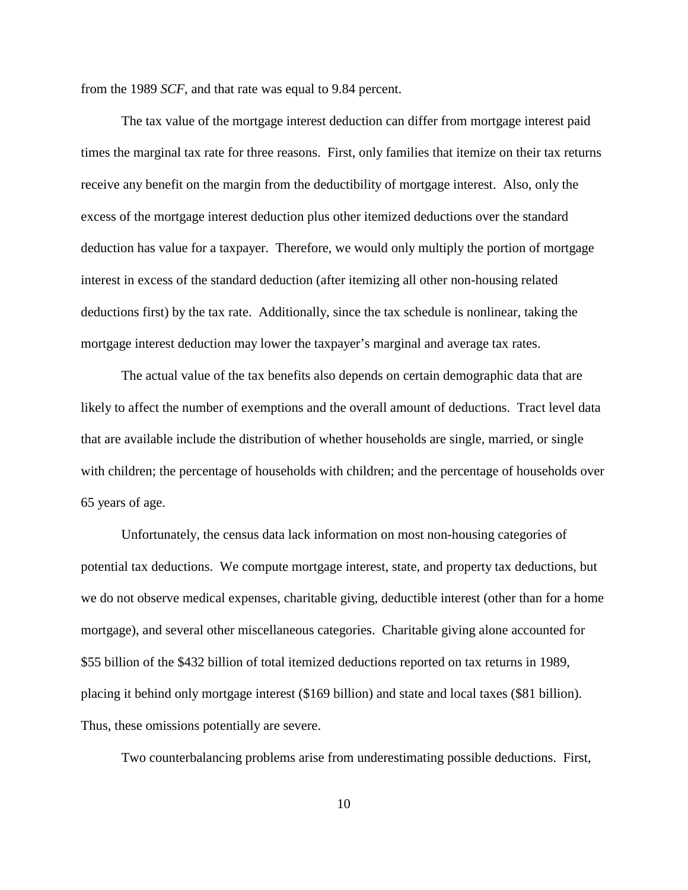from the 1989 *SCF*, and that rate was equal to 9.84 percent.

The tax value of the mortgage interest deduction can differ from mortgage interest paid times the marginal tax rate for three reasons. First, only families that itemize on their tax returns receive any benefit on the margin from the deductibility of mortgage interest. Also, only the excess of the mortgage interest deduction plus other itemized deductions over the standard deduction has value for a taxpayer. Therefore, we would only multiply the portion of mortgage interest in excess of the standard deduction (after itemizing all other non-housing related deductions first) by the tax rate. Additionally, since the tax schedule is nonlinear, taking the mortgage interest deduction may lower the taxpayer's marginal and average tax rates.

The actual value of the tax benefits also depends on certain demographic data that are likely to affect the number of exemptions and the overall amount of deductions. Tract level data that are available include the distribution of whether households are single, married, or single with children; the percentage of households with children; and the percentage of households over 65 years of age.

Unfortunately, the census data lack information on most non-housing categories of potential tax deductions. We compute mortgage interest, state, and property tax deductions, but we do not observe medical expenses, charitable giving, deductible interest (other than for a home mortgage), and several other miscellaneous categories. Charitable giving alone accounted for $55 billion of the $432 billion of total itemized deductions reported on tax returns in 1989, placing it behind only mortgage interest ($169 billion) and state and local taxes ($81 billion). Thus, these omissions potentially are severe.

Two counterbalancing problems arise from underestimating possible deductions. First,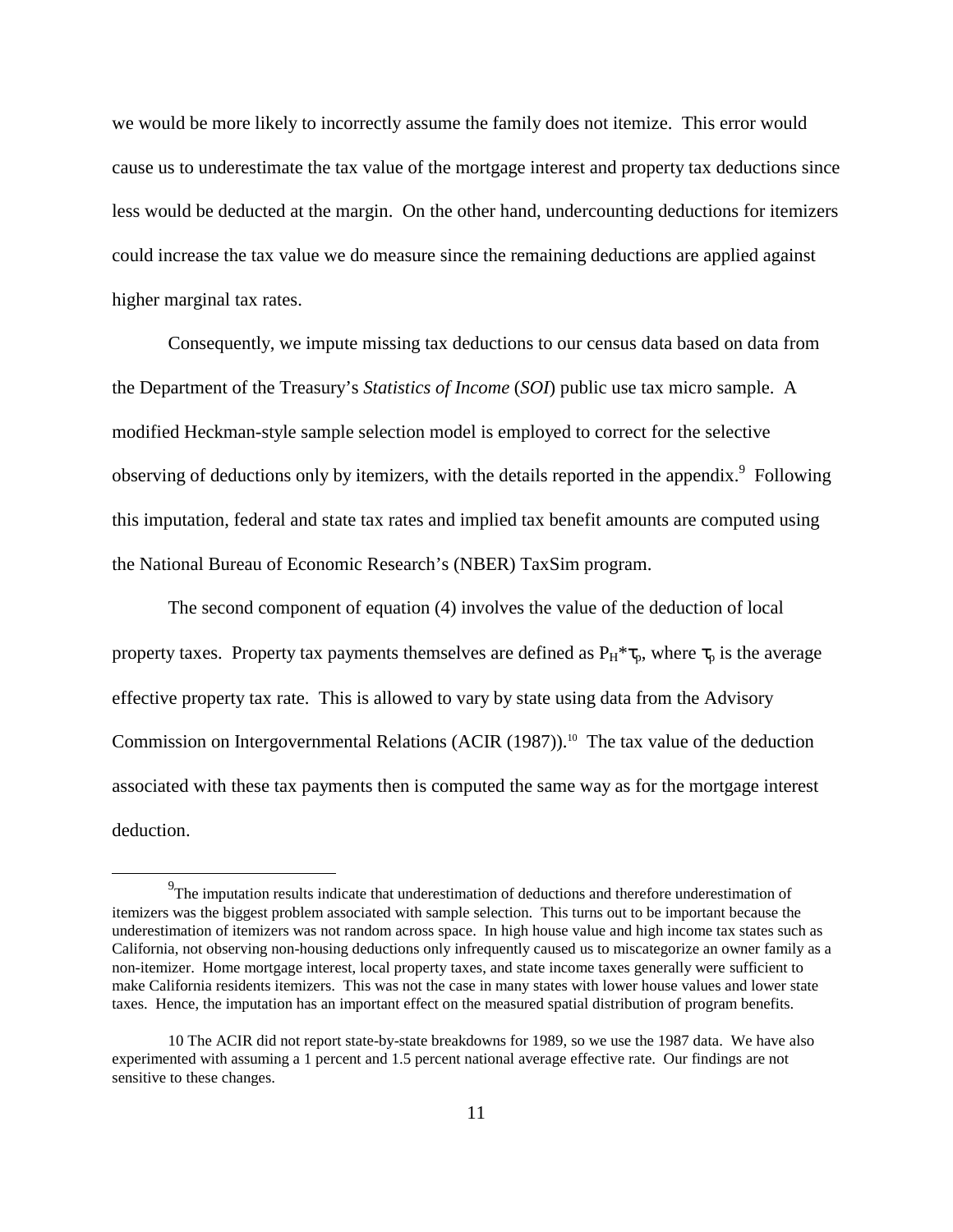we would be more likely to incorrectly assume the family does not itemize. This error would cause us to underestimate the tax value of the mortgage interest and property tax deductions since less would be deducted at the margin. On the other hand, undercounting deductions for itemizers could increase the tax value we do measure since the remaining deductions are applied against higher marginal tax rates.

Consequently, we impute missing tax deductions to our census data based on data from the Department of the Treasury's *Statistics of Income* (*SOI*) public use tax micro sample. A modified Heckman-style sample selection model is employed to correct for the selective observing of deductions only by itemizers, with the details reported in the appendix.[9] Following this imputation, federal and state tax rates and implied tax benefit amounts are computed using the National Bureau of Economic Research's (NBER) TaxSim program.

The second component of equation (4) involves the value of the deduction of local property taxes. Property tax payments themselves are defined as $P_H*\tau_p$, where $\tau_p$ is the average effective property tax rate. This is allowed to vary by state using data from the Advisory Commission on Intergovernmental Relations (ACIR (1987)).[10] The tax value of the deduction associated with these tax payments then is computed the same way as for the mortgage interest deduction.

---

[9] The imputation results indicate that underestimation of deductions and therefore underestimation of itemizers was the biggest problem associated with sample selection. This turns out to be important because the underestimation of itemizers was not random across space. In high house value and high income tax states such as California, not observing non-housing deductions only infrequently caused us to miscategorize an owner family as a non-itemizer. Home mortgage interest, local property taxes, and state income taxes generally were sufficient to make California residents itemizers. This was not the case in many states with lower house values and lower state taxes. Hence, the imputation has an important effect on the measured spatial distribution of program benefits.

[10] The ACIR did not report state-by-state breakdowns for 1989, so we use the 1987 data. We have also experimented with assuming a 1 percent and 1.5 percent national average effective rate. Our findings are not sensitive to these changes.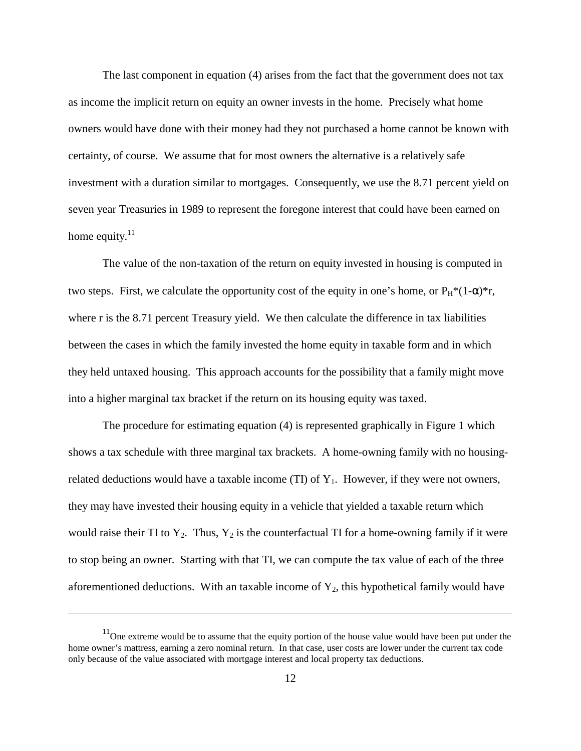The last component in equation (4) arises from the fact that the government does not tax as income the implicit return on equity an owner invests in the home. Precisely what home owners would have done with their money had they not purchased a home cannot be known with certainty, of course. We assume that for most owners the alternative is a relatively safe investment with a duration similar to mortgages. Consequently, we use the 8.71 percent yield on seven year Treasuries in 1989 to represent the foregone interest that could have been earned on home equity.[11]

The value of the non-taxation of the return on equity invested in housing is computed in two steps. First, we calculate the opportunity cost of the equity in one's home, or $P_H*(1-\alpha)*r$, where r is the 8.71 percent Treasury yield. We then calculate the difference in tax liabilities between the cases in which the family invested the home equity in taxable form and in which they held untaxed housing. This approach accounts for the possibility that a family might move into a higher marginal tax bracket if the return on its housing equity was taxed.

The procedure for estimating equation (4) is represented graphically in Figure 1 which shows a tax schedule with three marginal tax brackets. A home-owning family with no housing-related deductions would have a taxable income (TI) of $Y_1$. However, if they were not owners, they may have invested their housing equity in a vehicle that yielded a taxable return which would raise their TI to $Y_2$. Thus, $Y_2$ is the counterfactual TI for a home-owning family if it were to stop being an owner. Starting with that TI, we can compute the tax value of each of the three aforementioned deductions. With an taxable income of $Y_2$, this hypothetical family would have

[11] One extreme would be to assume that the equity portion of the house value would have been put under the home owner's mattress, earning a zero nominal return. In that case, user costs are lower under the current tax code only because of the value associated with mortgage interest and local property tax deductions.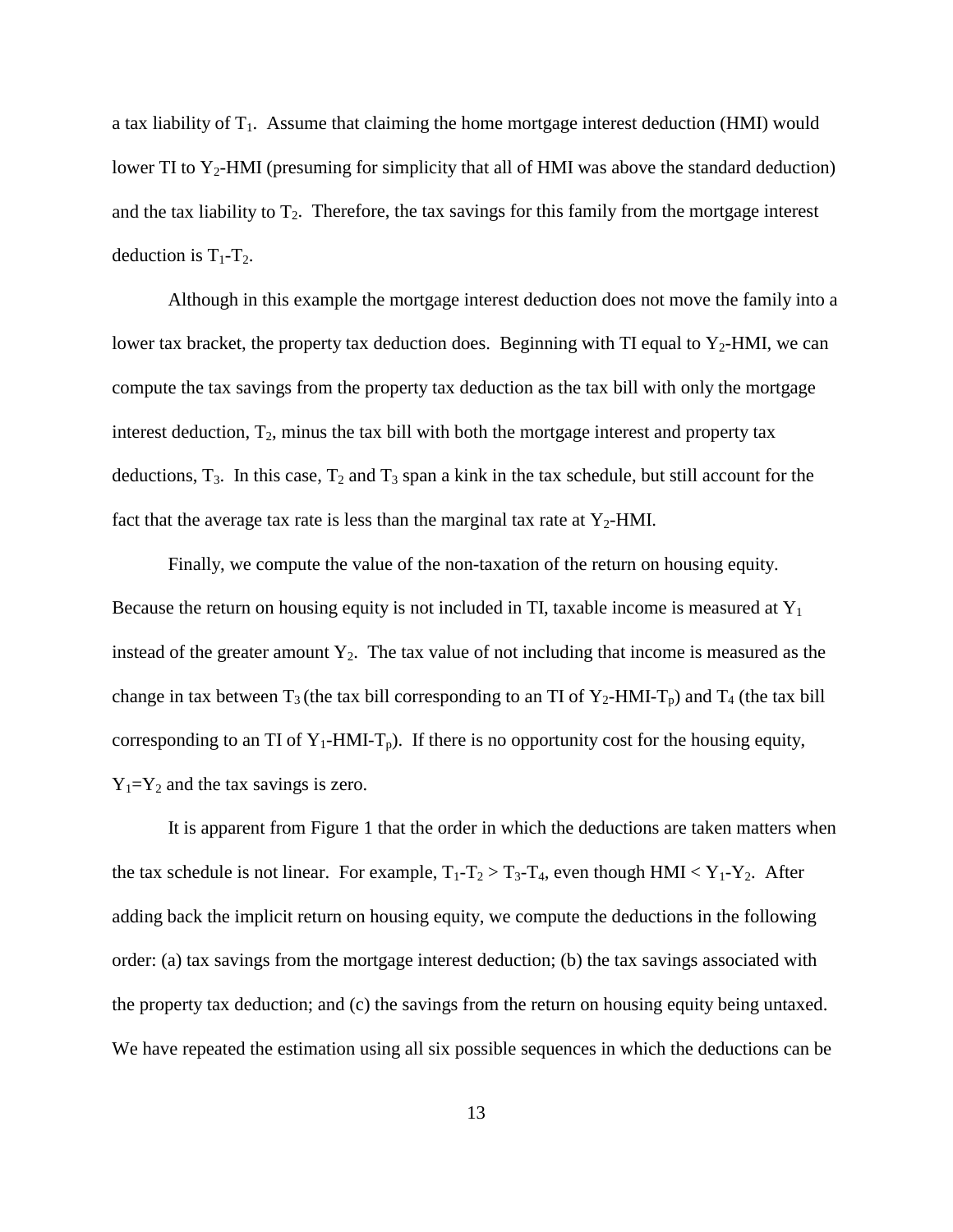a tax liability of $T_1$. Assume that claiming the home mortgage interest deduction (HMI) would lower TI to $Y_2$-HMI (presuming for simplicity that all of HMI was above the standard deduction) and the tax liability to $T_2$. Therefore, the tax savings for this family from the mortgage interest deduction is $T_1$-$T_2$.

Although in this example the mortgage interest deduction does not move the family into a lower tax bracket, the property tax deduction does. Beginning with TI equal to $Y_2$-HMI, we can compute the tax savings from the property tax deduction as the tax bill with only the mortgage interest deduction, $T_2$, minus the tax bill with both the mortgage interest and property tax deductions, $T_3$. In this case, $T_2$ and $T_3$ span a kink in the tax schedule, but still account for the fact that the average tax rate is less than the marginal tax rate at $Y_2$-HMI.

Finally, we compute the value of the non-taxation of the return on housing equity. Because the return on housing equity is not included in TI, taxable income is measured at $Y_1$ instead of the greater amount $Y_2$. The tax value of not including that income is measured as the change in tax between $T_3$ (the tax bill corresponding to an TI of $Y_2$-HMI-$T_p$) and $T_4$ (the tax bill corresponding to an TI of $Y_1$-HMI-$T_p$). If there is no opportunity cost for the housing equity, $Y_1$=$Y_2$ and the tax savings is zero.

It is apparent from Figure 1 that the order in which the deductions are taken matters when the tax schedule is not linear. For example, $T_1$-$T_2$ > $T_3$-$T_4$, even though HMI < $Y_1$-$Y_2$. After adding back the implicit return on housing equity, we compute the deductions in the following order: (a) tax savings from the mortgage interest deduction; (b) the tax savings associated with the property tax deduction; and (c) the savings from the return on housing equity being untaxed. We have repeated the estimation using all six possible sequences in which the deductions can be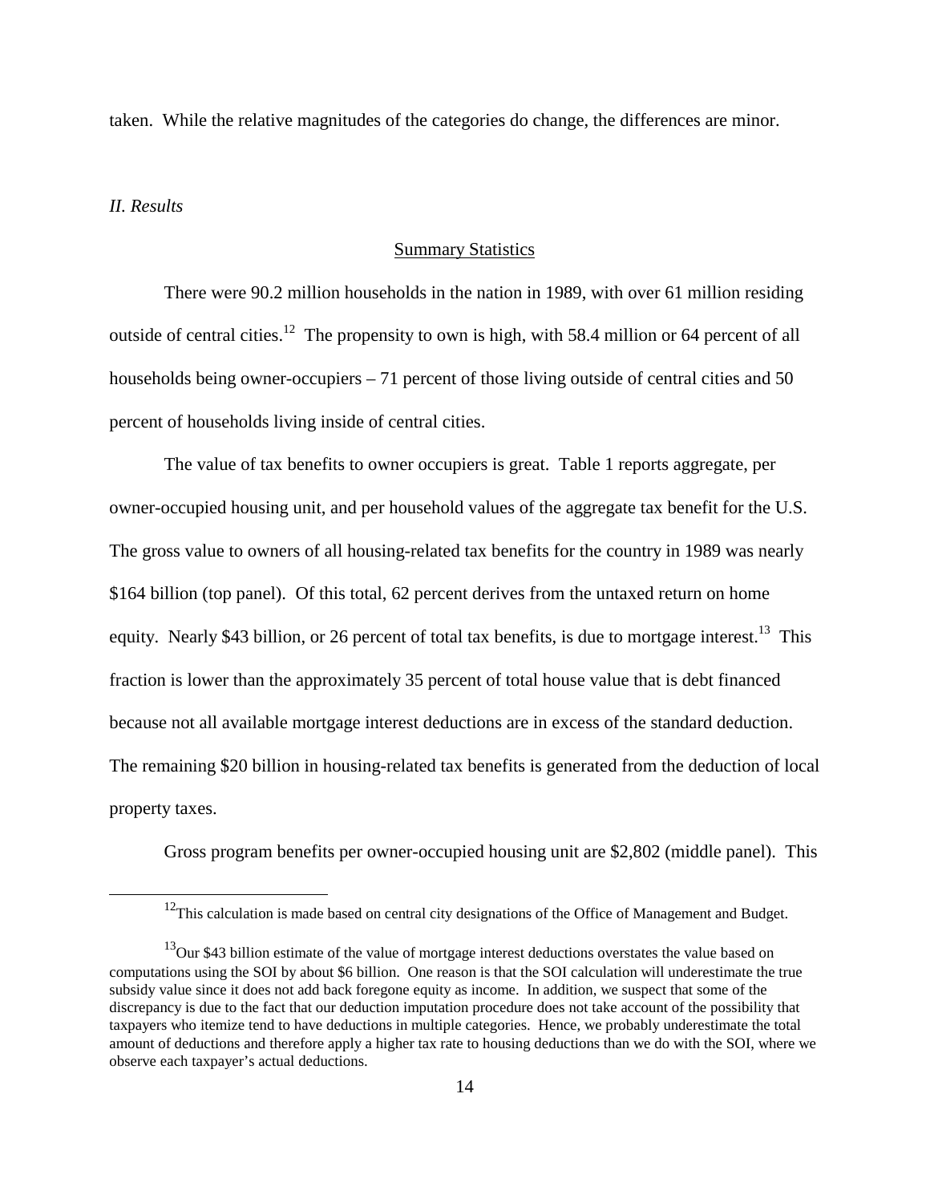taken. While the relative magnitudes of the categories do change, the differences are minor.

## *II. Results*

### Summary Statistics

There were 90.2 million households in the nation in 1989, with over 61 million residing outside of central cities.[12] The propensity to own is high, with 58.4 million or 64 percent of all households being owner-occupiers – 71 percent of those living outside of central cities and 50 percent of households living inside of central cities.

The value of tax benefits to owner occupiers is great. Table 1 reports aggregate, per owner-occupied housing unit, and per household values of the aggregate tax benefit for the U.S. The gross value to owners of all housing-related tax benefits for the country in 1989 was nearly $164 billion (top panel). Of this total, 62 percent derives from the untaxed return on home equity. Nearly $43 billion, or 26 percent of total tax benefits, is due to mortgage interest.[13] This fraction is lower than the approximately 35 percent of total house value that is debt financed because not all available mortgage interest deductions are in excess of the standard deduction. The remaining $20 billion in housing-related tax benefits is generated from the deduction of local property taxes.

Gross program benefits per owner-occupied housing unit are $2,802 (middle panel). This

[12] This calculation is made based on central city designations of the Office of Management and Budget.

[13] Our $43 billion estimate of the value of mortgage interest deductions overstates the value based on computations using the SOI by about $6 billion. One reason is that the SOI calculation will underestimate the true subsidy value since it does not add back foregone equity as income. In addition, we suspect that some of the discrepancy is due to the fact that our deduction imputation procedure does not take account of the possibility that taxpayers who itemize tend to have deductions in multiple categories. Hence, we probably underestimate the total amount of deductions and therefore apply a higher tax rate to housing deductions than we do with the SOI, where we observe each taxpayer's actual deductions.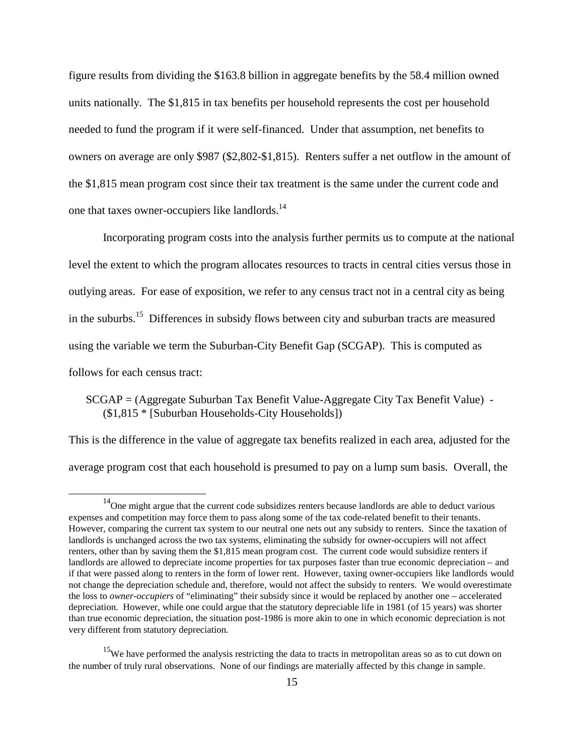figure results from dividing the $163.8 billion in aggregate benefits by the 58.4 million owned units nationally. The $1,815 in tax benefits per household represents the cost per household needed to fund the program if it were self-financed. Under that assumption, net benefits to owners on average are only $987 ($2,802-$1,815). Renters suffer a net outflow in the amount of the $1,815 mean program cost since their tax treatment is the same under the current code and one that taxes owner-occupiers like landlords.[14]

Incorporating program costs into the analysis further permits us to compute at the national level the extent to which the program allocates resources to tracts in central cities versus those in outlying areas. For ease of exposition, we refer to any census tract not in a central city as being in the suburbs.[15] Differences in subsidy flows between city and suburban tracts are measured using the variable we term the Suburban-City Benefit Gap (SCGAP). This is computed as follows for each census tract:

SCGAP = (Aggregate Suburban Tax Benefit Value-Aggregate City Tax Benefit Value) - ($1,815 * [Suburban Households-City Households])

This is the difference in the value of aggregate tax benefits realized in each area, adjusted for the average program cost that each household is presumed to pay on a lump sum basis. Overall, the

[14] One might argue that the current code subsidizes renters because landlords are able to deduct various expenses and competition may force them to pass along some of the tax code-related benefit to their tenants. However, comparing the current tax system to our neutral one nets out any subsidy to renters. Since the taxation of landlords is unchanged across the two tax systems, eliminating the subsidy for owner-occupiers will not affect renters, other than by saving them the $1,815 mean program cost. The current code would subsidize renters if landlords are allowed to depreciate income properties for tax purposes faster than true economic depreciation – and if that were passed along to renters in the form of lower rent. However, taxing owner-occupiers like landlords would not change the depreciation schedule and, therefore, would not affect the subsidy to renters. We would overestimate the loss to *owner-occupiers* of "eliminating" their subsidy since it would be replaced by another one – accelerated depreciation. However, while one could argue that the statutory depreciable life in 1981 (of 15 years) was shorter than true economic depreciation, the situation post-1986 is more akin to one in which economic depreciation is not very different from statutory depreciation.

[15] We have performed the analysis restricting the data to tracts in metropolitan areas so as to cut down on the number of truly rural observations. None of our findings are materially affected by this change in sample.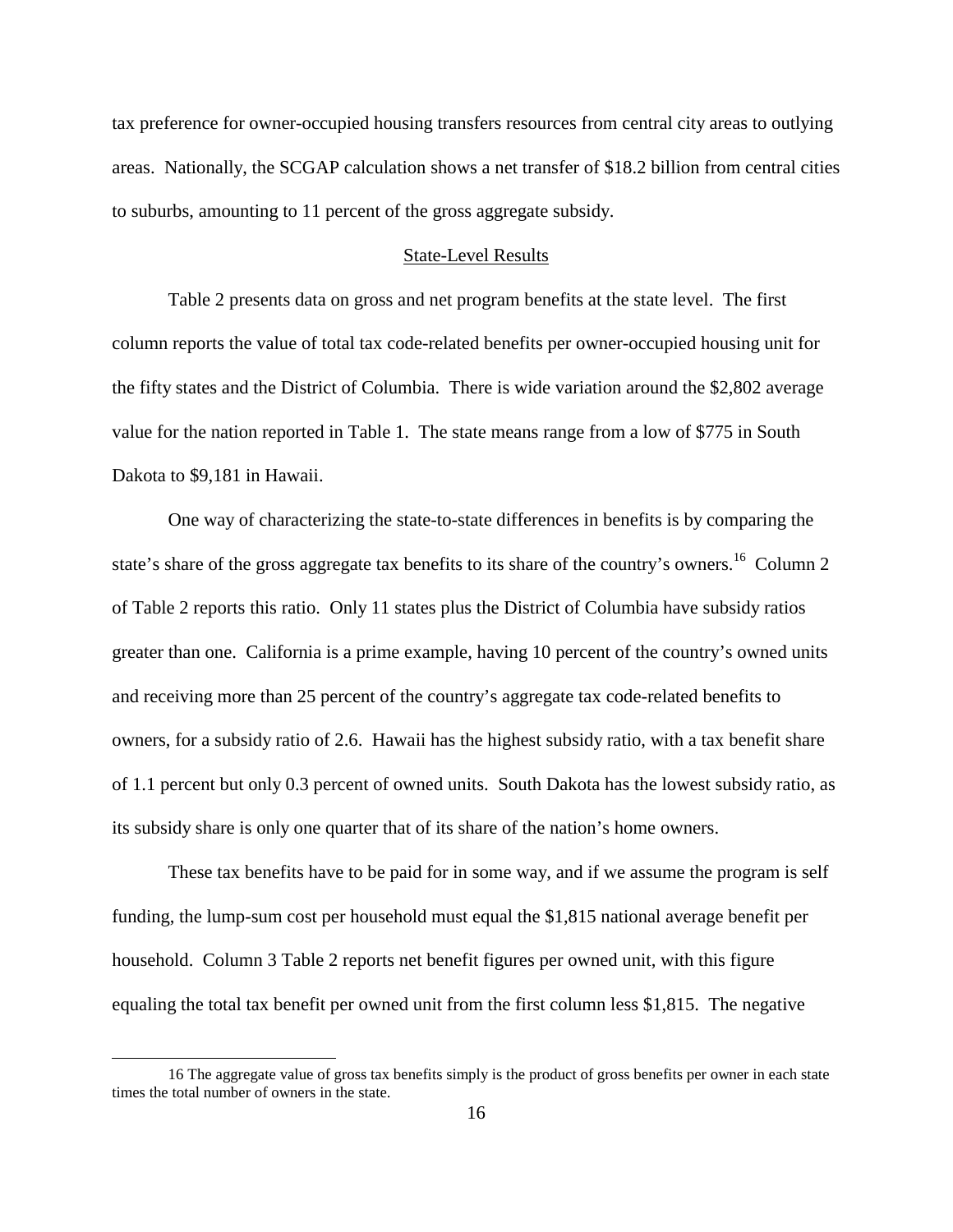tax preference for owner-occupied housing transfers resources from central city areas to outlying areas. Nationally, the SCGAP calculation shows a net transfer of $18.2 billion from central cities to suburbs, amounting to 11 percent of the gross aggregate subsidy.

## State-Level Results

Table 2 presents data on gross and net program benefits at the state level. The first column reports the value of total tax code-related benefits per owner-occupied housing unit for the fifty states and the District of Columbia. There is wide variation around the $2,802 average value for the nation reported in Table 1. The state means range from a low of $775 in South Dakota to $9,181 in Hawaii.

One way of characterizing the state-to-state differences in benefits is by comparing the state's share of the gross aggregate tax benefits to its share of the country's owners.[16] Column 2 of Table 2 reports this ratio. Only 11 states plus the District of Columbia have subsidy ratios greater than one. California is a prime example, having 10 percent of the country's owned units and receiving more than 25 percent of the country's aggregate tax code-related benefits to owners, for a subsidy ratio of 2.6. Hawaii has the highest subsidy ratio, with a tax benefit share of 1.1 percent but only 0.3 percent of owned units. South Dakota has the lowest subsidy ratio, as its subsidy share is only one quarter that of its share of the nation's home owners.

These tax benefits have to be paid for in some way, and if we assume the program is self funding, the lump-sum cost per household must equal the $1,815 national average benefit per household. Column 3 Table 2 reports net benefit figures per owned unit, with this figure equaling the total tax benefit per owned unit from the first column less $1,815. The negative

16 The aggregate value of gross tax benefits simply is the product of gross benefits per owner in each state times the total number of owners in the state.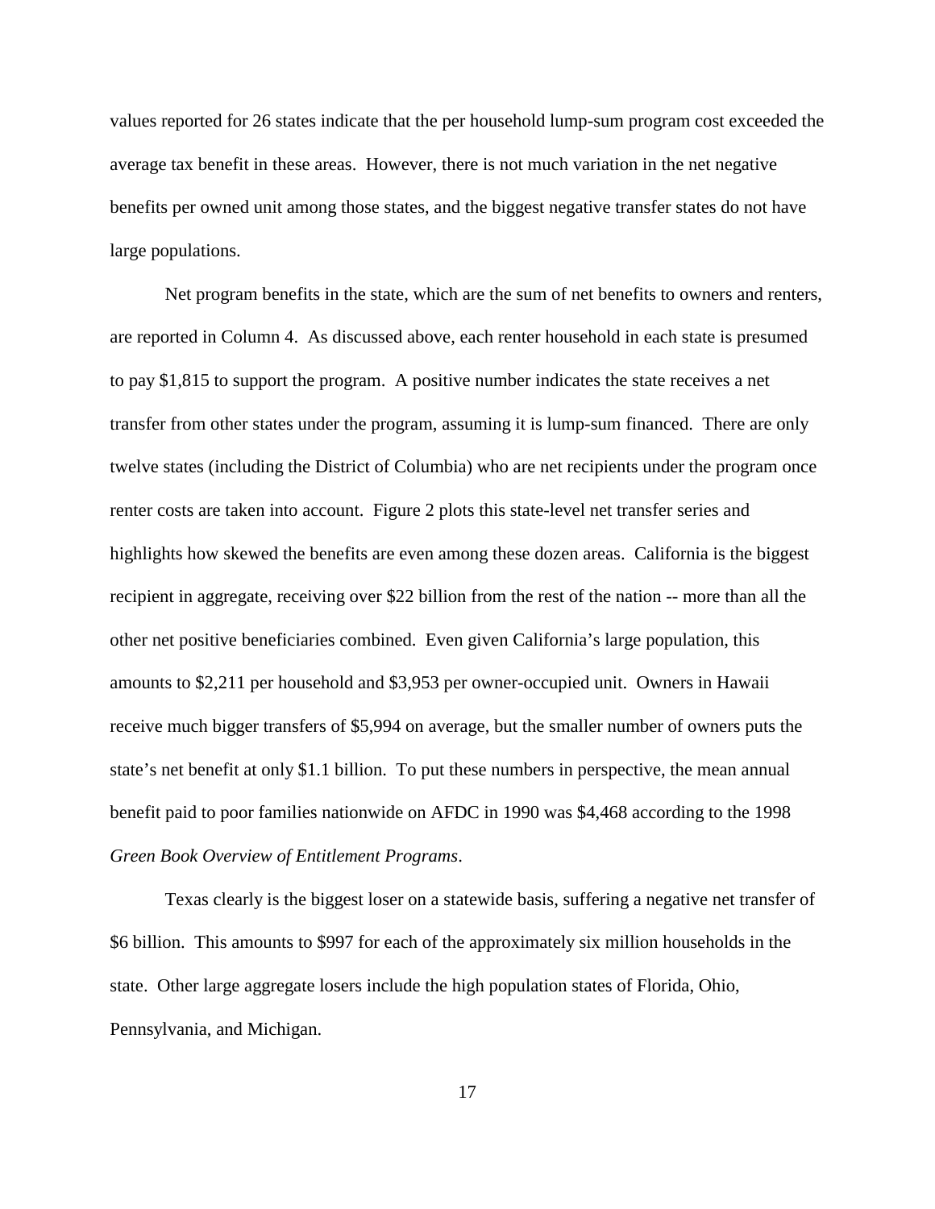values reported for 26 states indicate that the per household lump-sum program cost exceeded the average tax benefit in these areas. However, there is not much variation in the net negative benefits per owned unit among those states, and the biggest negative transfer states do not have large populations.

Net program benefits in the state, which are the sum of net benefits to owners and renters, are reported in Column 4. As discussed above, each renter household in each state is presumed to pay $1,815 to support the program. A positive number indicates the state receives a net transfer from other states under the program, assuming it is lump-sum financed. There are only twelve states (including the District of Columbia) who are net recipients under the program once renter costs are taken into account. Figure 2 plots this state-level net transfer series and highlights how skewed the benefits are even among these dozen areas. California is the biggest recipient in aggregate, receiving over $22 billion from the rest of the nation -- more than all the other net positive beneficiaries combined. Even given California's large population, this amounts to $2,211 per household and $3,953 per owner-occupied unit. Owners in Hawaii receive much bigger transfers of $5,994 on average, but the smaller number of owners puts the state's net benefit at only $1.1 billion. To put these numbers in perspective, the mean annual benefit paid to poor families nationwide on AFDC in 1990 was $4,468 according to the 1998 *Green Book Overview of Entitlement Programs*.

Texas clearly is the biggest loser on a statewide basis, suffering a negative net transfer of $6 billion. This amounts to $997 for each of the approximately six million households in the state. Other large aggregate losers include the high population states of Florida, Ohio, Pennsylvania, and Michigan.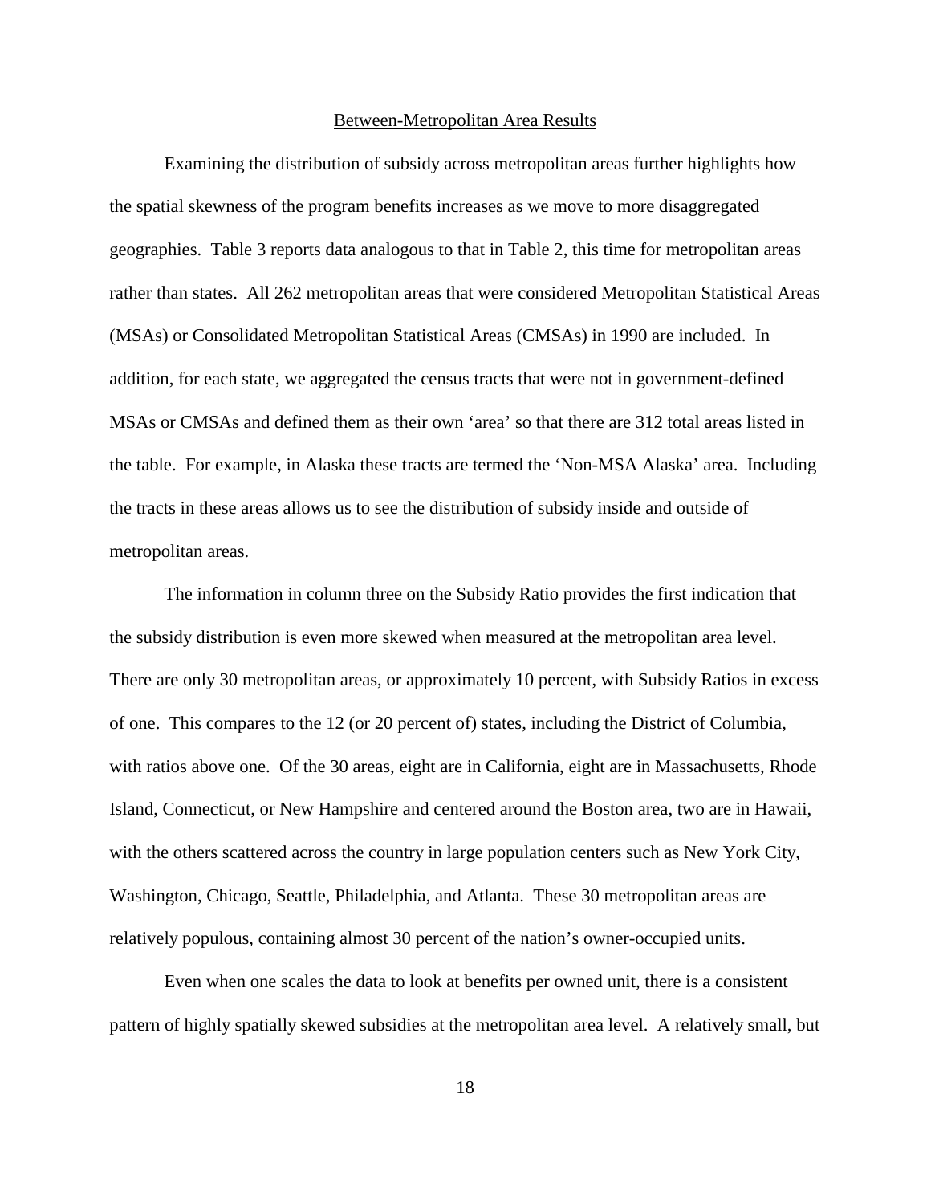## Between-Metropolitan Area Results

Examining the distribution of subsidy across metropolitan areas further highlights how the spatial skewness of the program benefits increases as we move to more disaggregated geographies. Table 3 reports data analogous to that in Table 2, this time for metropolitan areas rather than states. All 262 metropolitan areas that were considered Metropolitan Statistical Areas (MSAs) or Consolidated Metropolitan Statistical Areas (CMSAs) in 1990 are included. In addition, for each state, we aggregated the census tracts that were not in government-defined MSAs or CMSAs and defined them as their own 'area' so that there are 312 total areas listed in the table. For example, in Alaska these tracts are termed the 'Non-MSA Alaska' area. Including the tracts in these areas allows us to see the distribution of subsidy inside and outside of metropolitan areas.

The information in column three on the Subsidy Ratio provides the first indication that the subsidy distribution is even more skewed when measured at the metropolitan area level. There are only 30 metropolitan areas, or approximately 10 percent, with Subsidy Ratios in excess of one. This compares to the 12 (or 20 percent of) states, including the District of Columbia, with ratios above one. Of the 30 areas, eight are in California, eight are in Massachusetts, Rhode Island, Connecticut, or New Hampshire and centered around the Boston area, two are in Hawaii, with the others scattered across the country in large population centers such as New York City, Washington, Chicago, Seattle, Philadelphia, and Atlanta. These 30 metropolitan areas are relatively populous, containing almost 30 percent of the nation's owner-occupied units.

Even when one scales the data to look at benefits per owned unit, there is a consistent pattern of highly spatially skewed subsidies at the metropolitan area level. A relatively small, but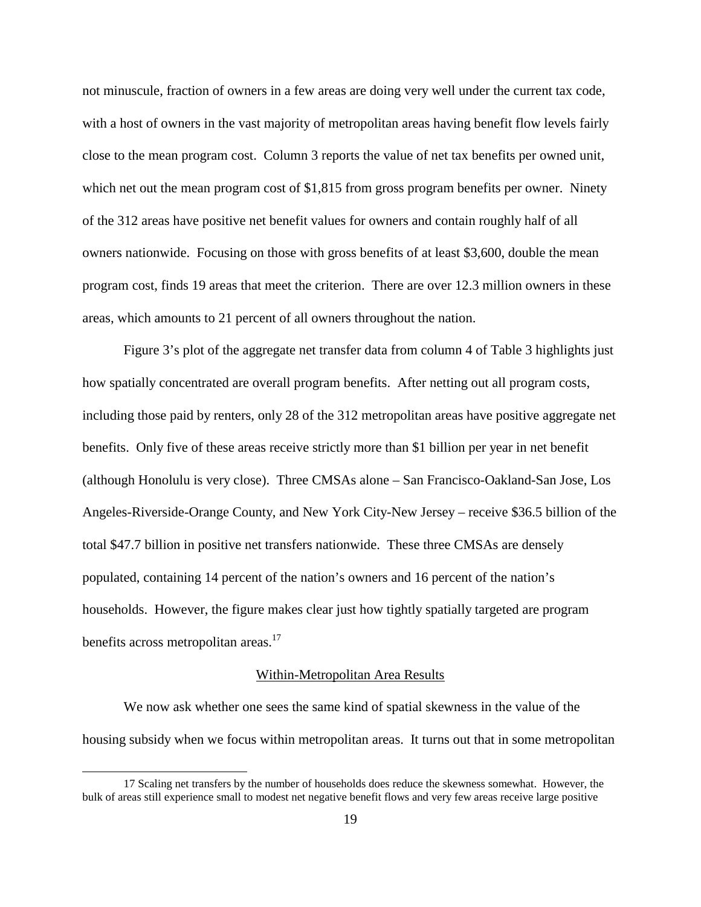not minuscule, fraction of owners in a few areas are doing very well under the current tax code, with a host of owners in the vast majority of metropolitan areas having benefit flow levels fairly close to the mean program cost. Column 3 reports the value of net tax benefits per owned unit, which net out the mean program cost of $1,815 from gross program benefits per owner. Ninety of the 312 areas have positive net benefit values for owners and contain roughly half of all owners nationwide. Focusing on those with gross benefits of at least $3,600, double the mean program cost, finds 19 areas that meet the criterion. There are over 12.3 million owners in these areas, which amounts to 21 percent of all owners throughout the nation.

Figure 3's plot of the aggregate net transfer data from column 4 of Table 3 highlights just how spatially concentrated are overall program benefits. After netting out all program costs, including those paid by renters, only 28 of the 312 metropolitan areas have positive aggregate net benefits. Only five of these areas receive strictly more than $1 billion per year in net benefit (although Honolulu is very close). Three CMSAs alone – San Francisco-Oakland-San Jose, Los Angeles-Riverside-Orange County, and New York City-New Jersey – receive $36.5 billion of the total $47.7 billion in positive net transfers nationwide. These three CMSAs are densely populated, containing 14 percent of the nation's owners and 16 percent of the nation's households. However, the figure makes clear just how tightly spatially targeted are program benefits across metropolitan areas.[17]

## Within-Metropolitan Area Results

We now ask whether one sees the same kind of spatial skewness in the value of the housing subsidy when we focus within metropolitan areas. It turns out that in some metropolitan

---

17 Scaling net transfers by the number of households does reduce the skewness somewhat. However, the bulk of areas still experience small to modest net negative benefit flows and very few areas receive large positive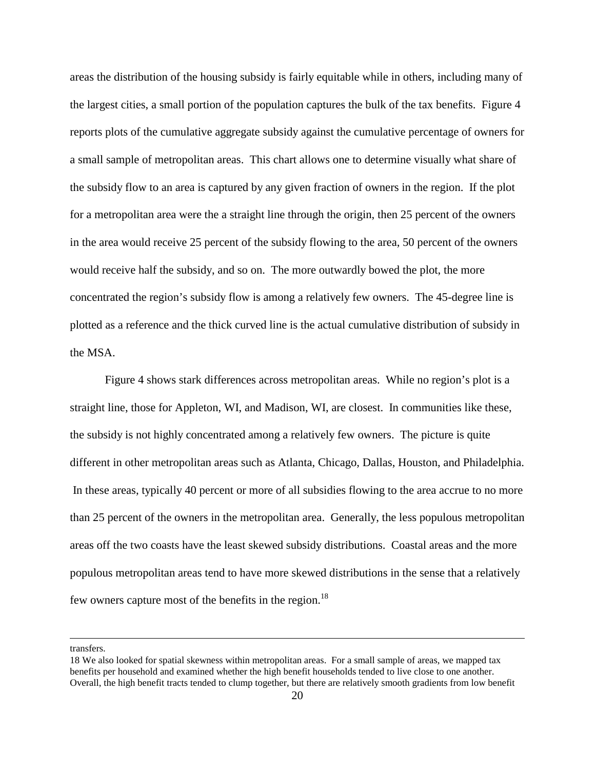areas the distribution of the housing subsidy is fairly equitable while in others, including many of the largest cities, a small portion of the population captures the bulk of the tax benefits. Figure 4 reports plots of the cumulative aggregate subsidy against the cumulative percentage of owners for a small sample of metropolitan areas. This chart allows one to determine visually what share of the subsidy flow to an area is captured by any given fraction of owners in the region. If the plot for a metropolitan area were the a straight line through the origin, then 25 percent of the owners in the area would receive 25 percent of the subsidy flowing to the area, 50 percent of the owners would receive half the subsidy, and so on. The more outwardly bowed the plot, the more concentrated the region's subsidy flow is among a relatively few owners. The 45-degree line is plotted as a reference and the thick curved line is the actual cumulative distribution of subsidy in the MSA.

Figure 4 shows stark differences across metropolitan areas. While no region's plot is a straight line, those for Appleton, WI, and Madison, WI, are closest. In communities like these, the subsidy is not highly concentrated among a relatively few owners. The picture is quite different in other metropolitan areas such as Atlanta, Chicago, Dallas, Houston, and Philadelphia. In these areas, typically 40 percent or more of all subsidies flowing to the area accrue to no more than 25 percent of the owners in the metropolitan area. Generally, the less populous metropolitan areas off the two coasts have the least skewed subsidy distributions. Coastal areas and the more populous metropolitan areas tend to have more skewed distributions in the sense that a relatively few owners capture most of the benefits in the region.[18]

---

transfers.

18 We also looked for spatial skewness within metropolitan areas. For a small sample of areas, we mapped tax benefits per household and examined whether the high benefit households tended to live close to one another. Overall, the high benefit tracts tended to clump together, but there are relatively smooth gradients from low benefit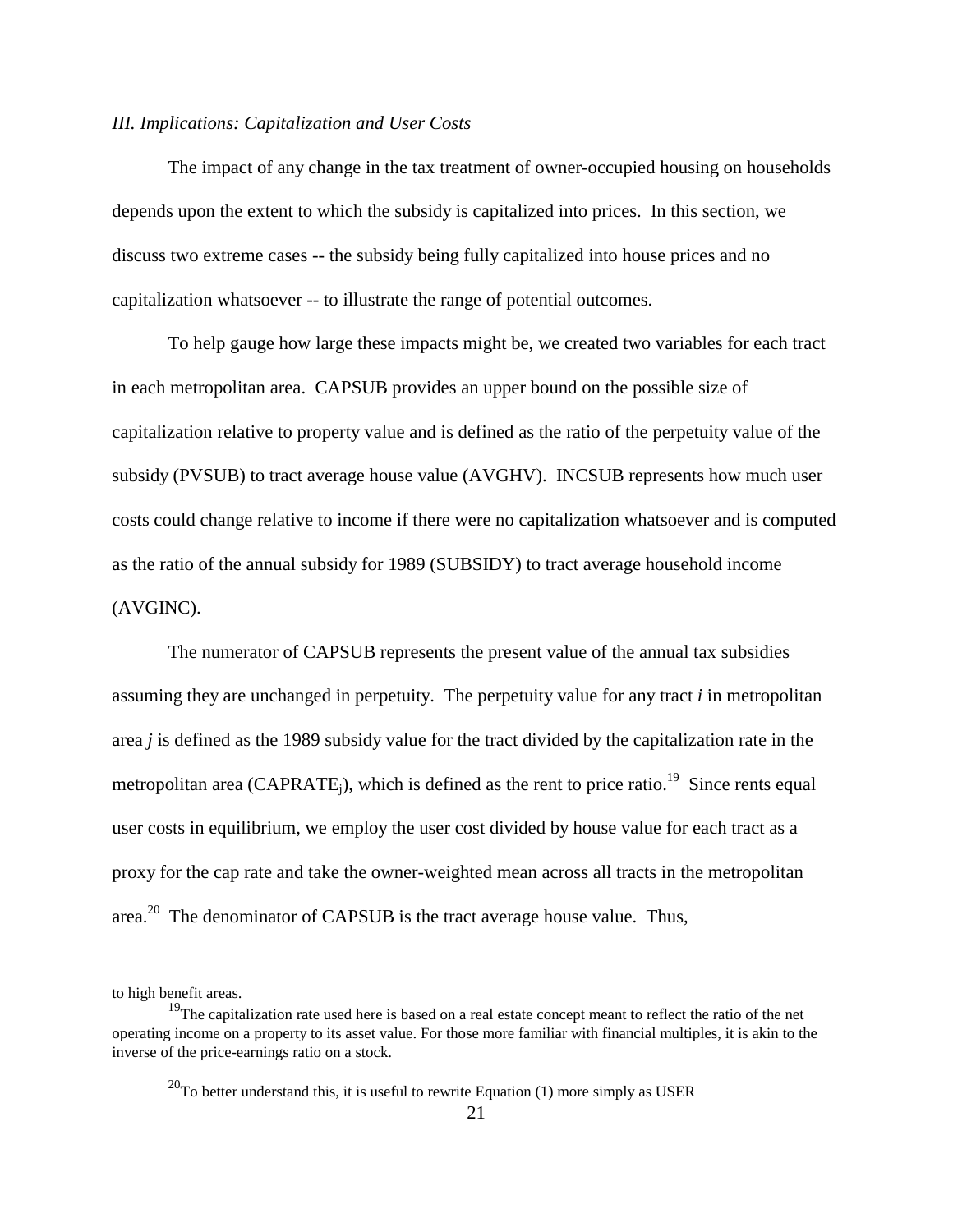*III. Implications: Capitalization and User Costs*

The impact of any change in the tax treatment of owner-occupied housing on households depends upon the extent to which the subsidy is capitalized into prices. In this section, we discuss two extreme cases -- the subsidy being fully capitalized into house prices and no capitalization whatsoever -- to illustrate the range of potential outcomes.

To help gauge how large these impacts might be, we created two variables for each tract in each metropolitan area. CAPSUB provides an upper bound on the possible size of capitalization relative to property value and is defined as the ratio of the perpetuity value of the subsidy (PVSUB) to tract average house value (AVGHV). INCSUB represents how much user costs could change relative to income if there were no capitalization whatsoever and is computed as the ratio of the annual subsidy for 1989 (SUBSIDY) to tract average household income (AVGINC).

The numerator of CAPSUB represents the present value of the annual tax subsidies assuming they are unchanged in perpetuity. The perpetuity value for any tract *i* in metropolitan area *j* is defined as the 1989 subsidy value for the tract divided by the capitalization rate in the metropolitan area ($CAPRATE_j$), which is defined as the rent to price ratio.[19] Since rents equal user costs in equilibrium, we employ the user cost divided by house value for each tract as a proxy for the cap rate and take the owner-weighted mean across all tracts in the metropolitan area.[20] The denominator of CAPSUB is the tract average house value. Thus,

---

to high benefit areas.

[19]The capitalization rate used here is based on a real estate concept meant to reflect the ratio of the net operating income on a property to its asset value. For those more familiar with financial multiples, it is akin to the inverse of the price-earnings ratio on a stock.

[20]To better understand this, it is useful to rewrite Equation (1) more simply as USER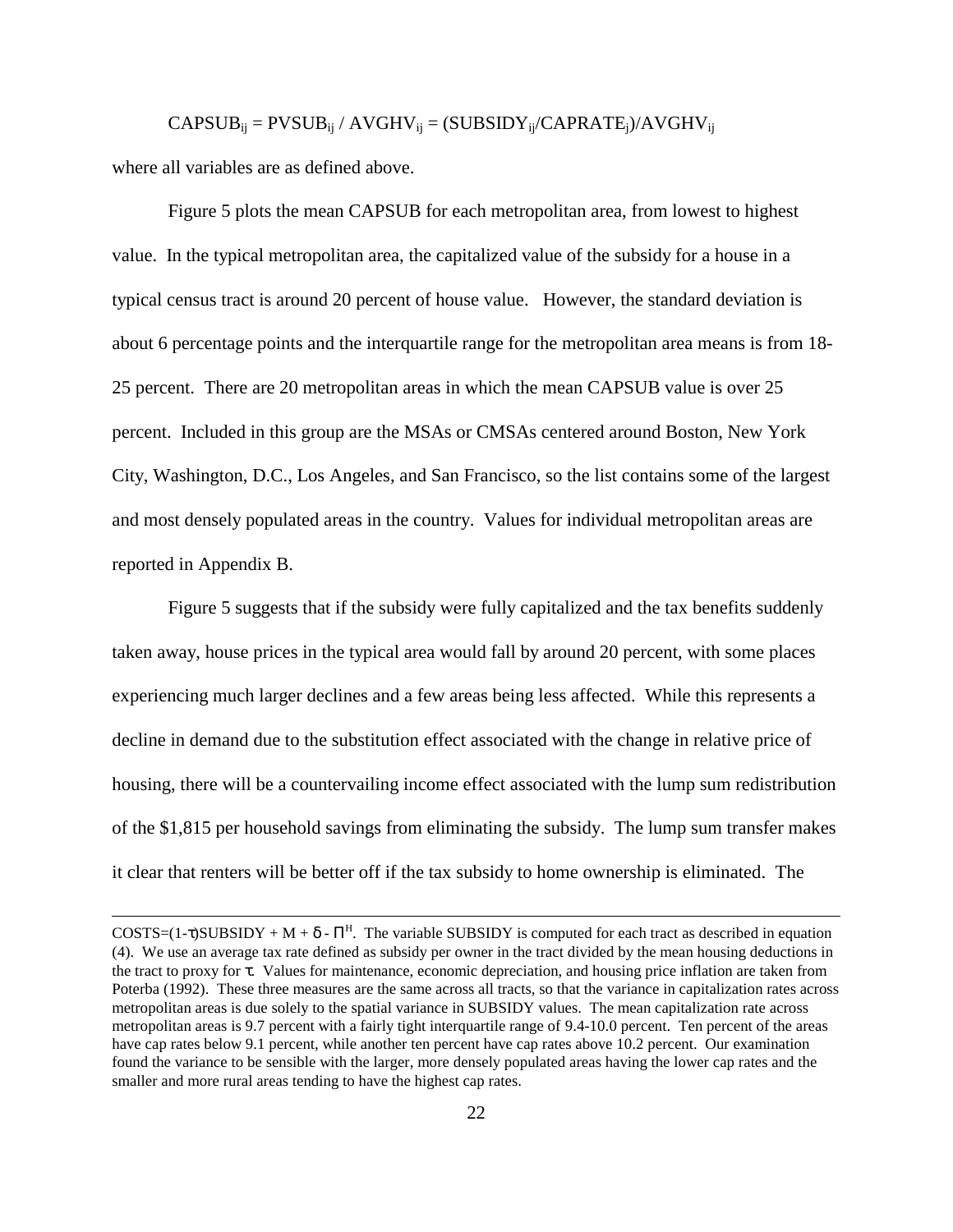$$CAPSUB_{ij} = PVSUB_{ij} / AVGHV_{ij} = (SUBSIDY_{ij}/CAPRATE_j)/AVGHV_{ij}$$

where all variables are as defined above.

Figure 5 plots the mean CAPSUB for each metropolitan area, from lowest to highest value. In the typical metropolitan area, the capitalized value of the subsidy for a house in a typical census tract is around 20 percent of house value. However, the standard deviation is about 6 percentage points and the interquartile range for the metropolitan area means is from 18-25 percent. There are 20 metropolitan areas in which the mean CAPSUB value is over 25 percent. Included in this group are the MSAs or CMSAs centered around Boston, New York City, Washington, D.C., Los Angeles, and San Francisco, so the list contains some of the largest and most densely populated areas in the country. Values for individual metropolitan areas are reported in Appendix B.

Figure 5 suggests that if the subsidy were fully capitalized and the tax benefits suddenly taken away, house prices in the typical area would fall by around 20 percent, with some places experiencing much larger declines and a few areas being less affected. While this represents a decline in demand due to the substitution effect associated with the change in relative price of housing, there will be a countervailing income effect associated with the lump sum redistribution of the $1,815 per household savings from eliminating the subsidy. The lump sum transfer makes it clear that renters will be better off if the tax subsidy to home ownership is eliminated. The

---

$COSTS=(1-\tau)SUBSIDY + M + \delta - \Pi^H$. The variable SUBSIDY is computed for each tract as described in equation (4). We use an average tax rate defined as subsidy per owner in the tract divided by the mean housing deductions in the tract to proxy for $\tau$. Values for maintenance, economic depreciation, and housing price inflation are taken from Poterba (1992). These three measures are the same across all tracts, so that the variance in capitalization rates across metropolitan areas is due solely to the spatial variance in SUBSIDY values. The mean capitalization rate across metropolitan areas is 9.7 percent with a fairly tight interquartile range of 9.4-10.0 percent. Ten percent of the areas have cap rates below 9.1 percent, while another ten percent have cap rates above 10.2 percent. Our examination found the variance to be sensible with the larger, more densely populated areas having the lower cap rates and the smaller and more rural areas tending to have the highest cap rates.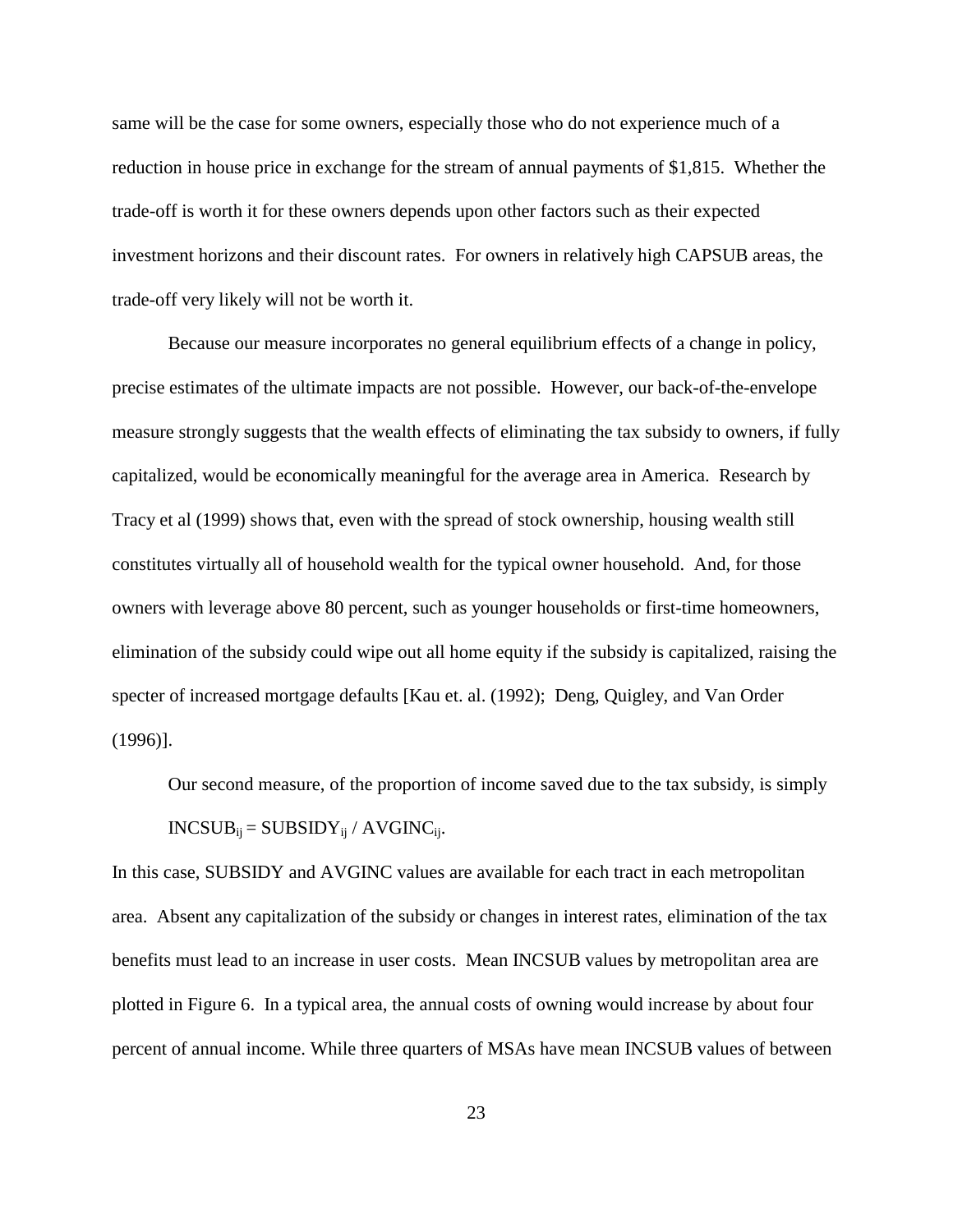same will be the case for some owners, especially those who do not experience much of a reduction in house price in exchange for the stream of annual payments of $1,815. Whether the trade-off is worth it for these owners depends upon other factors such as their expected investment horizons and their discount rates. For owners in relatively high CAPSUB areas, the trade-off very likely will not be worth it.

Because our measure incorporates no general equilibrium effects of a change in policy, precise estimates of the ultimate impacts are not possible. However, our back-of-the-envelope measure strongly suggests that the wealth effects of eliminating the tax subsidy to owners, if fully capitalized, would be economically meaningful for the average area in America. Research by Tracy et al (1999) shows that, even with the spread of stock ownership, housing wealth still constitutes virtually all of household wealth for the typical owner household. And, for those owners with leverage above 80 percent, such as younger households or first-time homeowners, elimination of the subsidy could wipe out all home equity if the subsidy is capitalized, raising the specter of increased mortgage defaults [Kau et. al. (1992); Deng, Quigley, and Van Order (1996)].

Our second measure, of the proportion of income saved due to the tax subsidy, is simply

$$INCSUB_{ij} = SUBSIDY_{ij} / AVGINC_{ij}.$$

In this case, SUBSIDY and AVGINC values are available for each tract in each metropolitan area. Absent any capitalization of the subsidy or changes in interest rates, elimination of the tax benefits must lead to an increase in user costs. Mean INCSUB values by metropolitan area are plotted in Figure 6. In a typical area, the annual costs of owning would increase by about four percent of annual income. While three quarters of MSAs have mean INCSUB values of between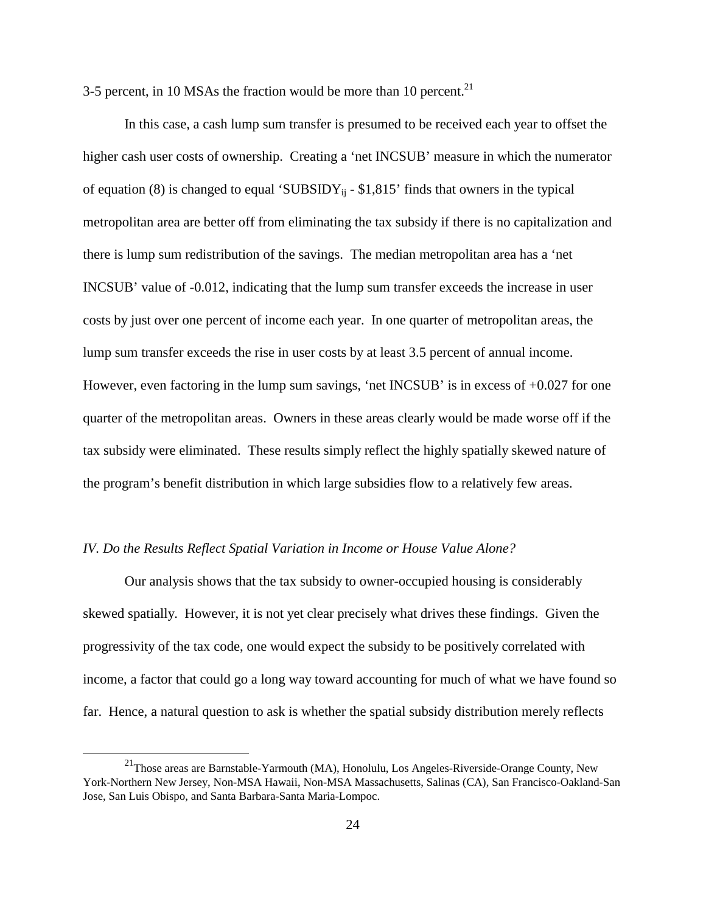3-5 percent, in 10 MSAs the fraction would be more than 10 percent.[21]

In this case, a cash lump sum transfer is presumed to be received each year to offset the higher cash user costs of ownership. Creating a 'net INCSUB' measure in which the numerator of equation (8) is changed to equal '$SUBSIDY_{ij}$ - \$1,815' finds that owners in the typical metropolitan area are better off from eliminating the tax subsidy if there is no capitalization and there is lump sum redistribution of the savings. The median metropolitan area has a 'net INCSUB' value of -0.012, indicating that the lump sum transfer exceeds the increase in user costs by just over one percent of income each year. In one quarter of metropolitan areas, the lump sum transfer exceeds the rise in user costs by at least 3.5 percent of annual income. However, even factoring in the lump sum savings, 'net INCSUB' is in excess of +0.027 for one quarter of the metropolitan areas. Owners in these areas clearly would be made worse off if the tax subsidy were eliminated. These results simply reflect the highly spatially skewed nature of the program's benefit distribution in which large subsidies flow to a relatively few areas.

## *IV. Do the Results Reflect Spatial Variation in Income or House Value Alone?*

Our analysis shows that the tax subsidy to owner-occupied housing is considerably skewed spatially. However, it is not yet clear precisely what drives these findings. Given the progressivity of the tax code, one would expect the subsidy to be positively correlated with income, a factor that could go a long way toward accounting for much of what we have found so far. Hence, a natural question to ask is whether the spatial subsidy distribution merely reflects

[21] Those areas are Barnstable-Yarmouth (MA), Honolulu, Los Angeles-Riverside-Orange County, New York-Northern New Jersey, Non-MSA Hawaii, Non-MSA Massachusetts, Salinas (CA), San Francisco-Oakland-San Jose, San Luis Obispo, and Santa Barbara-Santa Maria-Lompoc.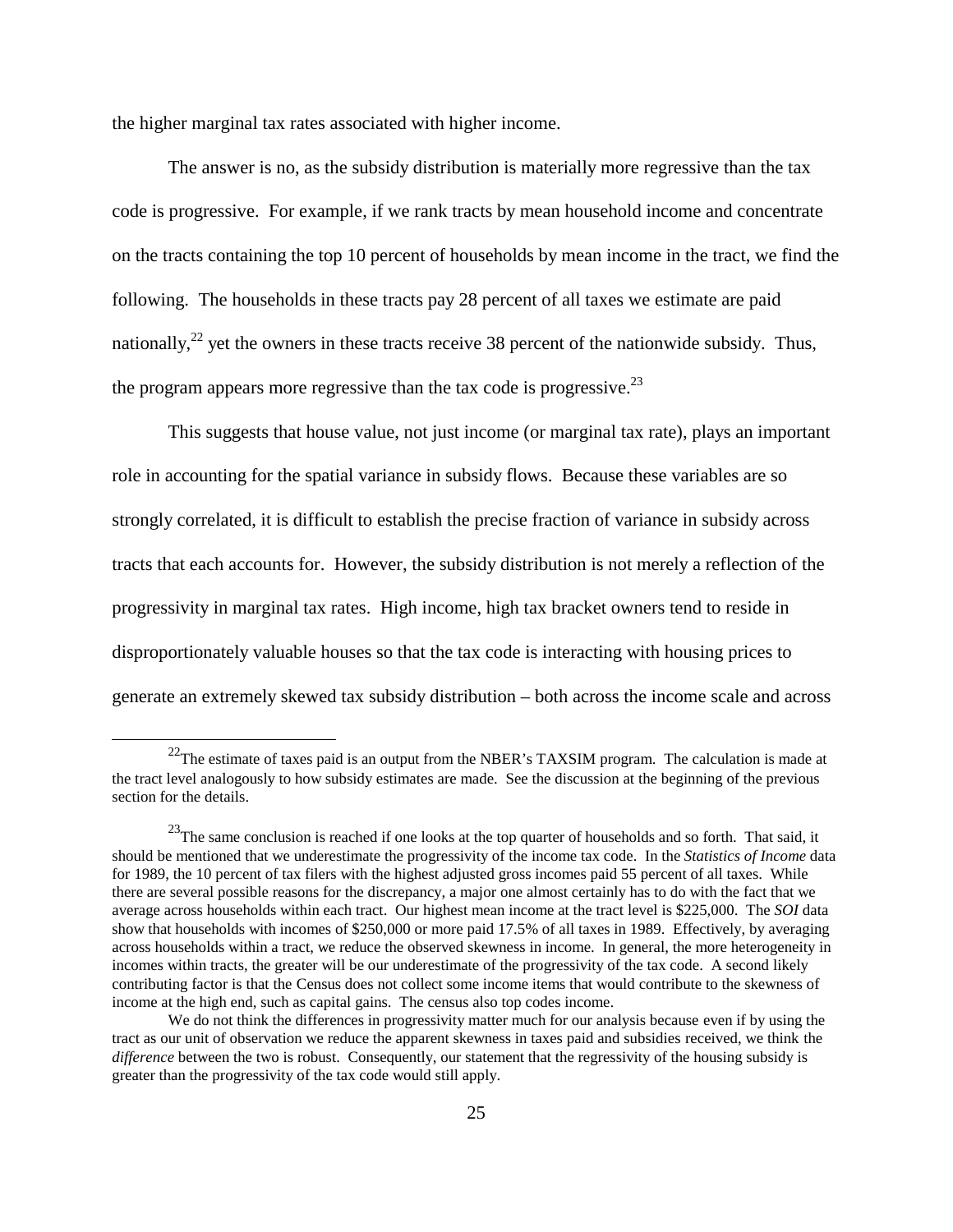the higher marginal tax rates associated with higher income.

The answer is no, as the subsidy distribution is materially more regressive than the tax code is progressive. For example, if we rank tracts by mean household income and concentrate on the tracts containing the top 10 percent of households by mean income in the tract, we find the following. The households in these tracts pay 28 percent of all taxes we estimate are paid nationally,[22] yet the owners in these tracts receive 38 percent of the nationwide subsidy. Thus, the program appears more regressive than the tax code is progressive.[23]

This suggests that house value, not just income (or marginal tax rate), plays an important role in accounting for the spatial variance in subsidy flows. Because these variables are so strongly correlated, it is difficult to establish the precise fraction of variance in subsidy across tracts that each accounts for. However, the subsidy distribution is not merely a reflection of the progressivity in marginal tax rates. High income, high tax bracket owners tend to reside in disproportionately valuable houses so that the tax code is interacting with housing prices to generate an extremely skewed tax subsidy distribution – both across the income scale and across

---

[22] The estimate of taxes paid is an output from the NBER's TAXSIM program. The calculation is made at the tract level analogously to how subsidy estimates are made. See the discussion at the beginning of the previous section for the details.

[23] The same conclusion is reached if one looks at the top quarter of households and so forth. That said, it should be mentioned that we underestimate the progressivity of the income tax code. In the *Statistics of Income* data for 1989, the 10 percent of tax filers with the highest adjusted gross incomes paid 55 percent of all taxes. While there are several possible reasons for the discrepancy, a major one almost certainly has to do with the fact that we average across households within each tract. Our highest mean income at the tract level is $225,000. The *SOI* data show that households with incomes of $250,000 or more paid 17.5% of all taxes in 1989. Effectively, by averaging across households within a tract, we reduce the observed skewness in income. In general, the more heterogeneity in incomes within tracts, the greater will be our underestimate of the progressivity of the tax code. A second likely contributing factor is that the Census does not collect some income items that would contribute to the skewness of income at the high end, such as capital gains. The census also top codes income.

We do not think the differences in progressivity matter much for our analysis because even if by using the tract as our unit of observation we reduce the apparent skewness in taxes paid and subsidies received, we think the *difference* between the two is robust. Consequently, our statement that the regressivity of the housing subsidy is greater than the progressivity of the tax code would still apply.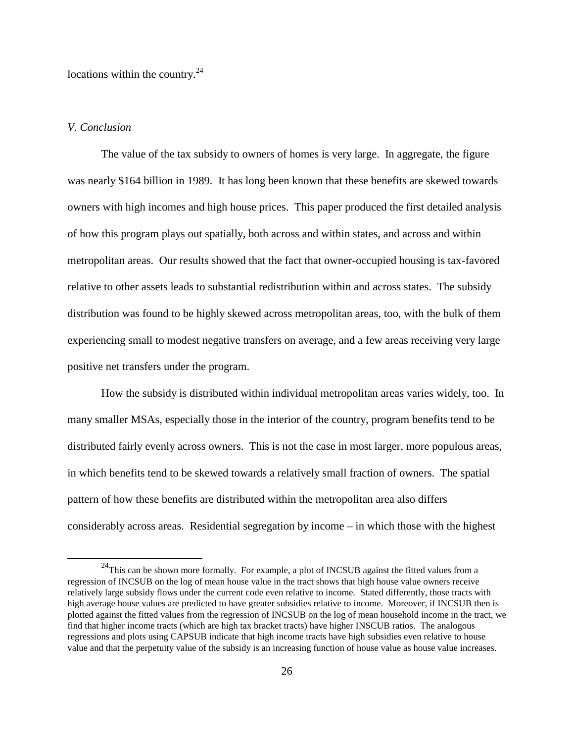locations within the country.[24]

*V. Conclusion*

The value of the tax subsidy to owners of homes is very large. In aggregate, the figure was nearly $164 billion in 1989. It has long been known that these benefits are skewed towards owners with high incomes and high house prices. This paper produced the first detailed analysis of how this program plays out spatially, both across and within states, and across and within metropolitan areas. Our results showed that the fact that owner-occupied housing is tax-favored relative to other assets leads to substantial redistribution within and across states. The subsidy distribution was found to be highly skewed across metropolitan areas, too, with the bulk of them experiencing small to modest negative transfers on average, and a few areas receiving very large positive net transfers under the program.

How the subsidy is distributed within individual metropolitan areas varies widely, too. In many smaller MSAs, especially those in the interior of the country, program benefits tend to be distributed fairly evenly across owners. This is not the case in most larger, more populous areas, in which benefits tend to be skewed towards a relatively small fraction of owners. The spatial pattern of how these benefits are distributed within the metropolitan area also differs considerably across areas. Residential segregation by income – in which those with the highest

[24] This can be shown more formally. For example, a plot of INCSUB against the fitted values from a regression of INCSUB on the log of mean house value in the tract shows that high house value owners receive relatively large subsidy flows under the current code even relative to income. Stated differently, those tracts with high average house values are predicted to have greater subsidies relative to income. Moreover, if INCSUB then is plotted against the fitted values from the regression of INCSUB on the log of mean household income in the tract, we find that higher income tracts (which are high tax bracket tracts) have higher INSCUB ratios. The analogous regressions and plots using CAPSUB indicate that high income tracts have high subsidies even relative to house value and that the perpetuity value of the subsidy is an increasing function of house value as house value increases.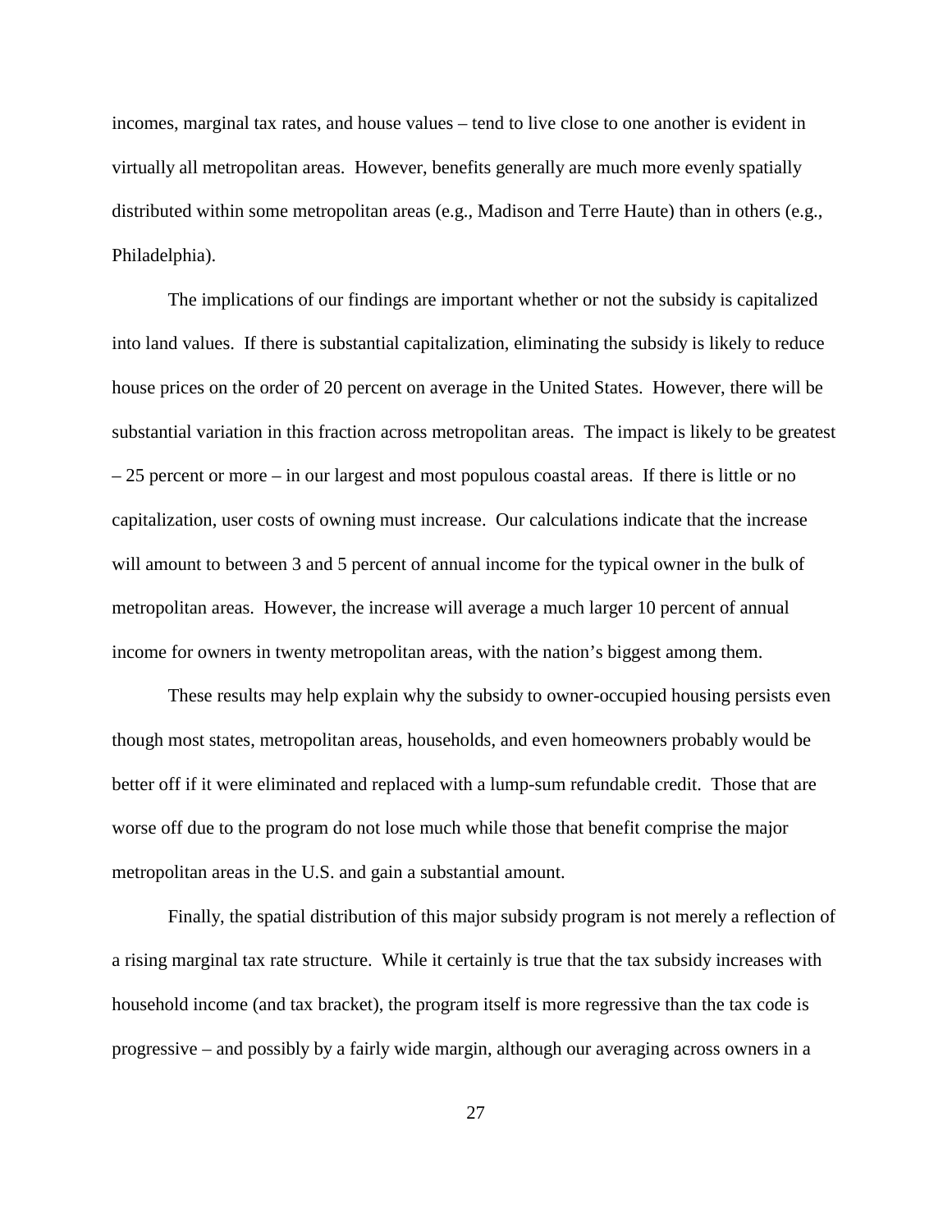incomes, marginal tax rates, and house values – tend to live close to one another is evident in virtually all metropolitan areas. However, benefits generally are much more evenly spatially distributed within some metropolitan areas (e.g., Madison and Terre Haute) than in others (e.g., Philadelphia).

The implications of our findings are important whether or not the subsidy is capitalized into land values. If there is substantial capitalization, eliminating the subsidy is likely to reduce house prices on the order of 20 percent on average in the United States. However, there will be substantial variation in this fraction across metropolitan areas. The impact is likely to be greatest – 25 percent or more – in our largest and most populous coastal areas. If there is little or no capitalization, user costs of owning must increase. Our calculations indicate that the increase will amount to between 3 and 5 percent of annual income for the typical owner in the bulk of metropolitan areas. However, the increase will average a much larger 10 percent of annual income for owners in twenty metropolitan areas, with the nation's biggest among them.

These results may help explain why the subsidy to owner-occupied housing persists even though most states, metropolitan areas, households, and even homeowners probably would be better off if it were eliminated and replaced with a lump-sum refundable credit. Those that are worse off due to the program do not lose much while those that benefit comprise the major metropolitan areas in the U.S. and gain a substantial amount.

Finally, the spatial distribution of this major subsidy program is not merely a reflection of a rising marginal tax rate structure. While it certainly is true that the tax subsidy increases with household income (and tax bracket), the program itself is more regressive than the tax code is progressive – and possibly by a fairly wide margin, although our averaging across owners in a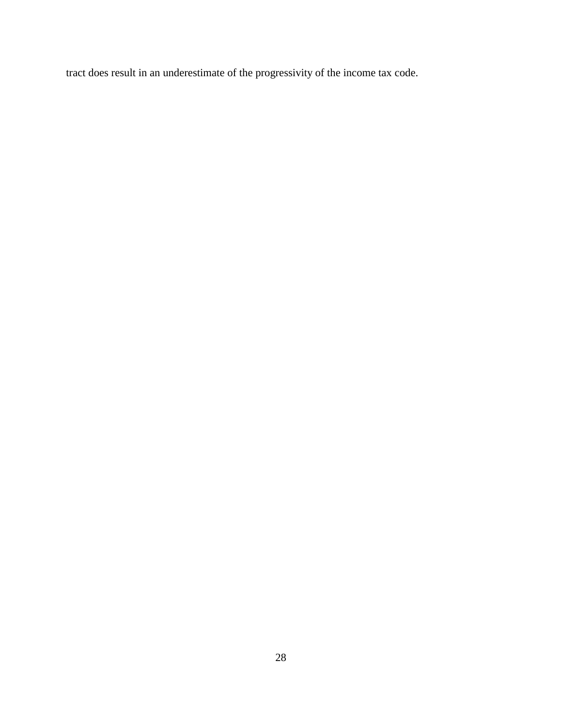tract does result in an underestimate of the progressivity of the income tax code.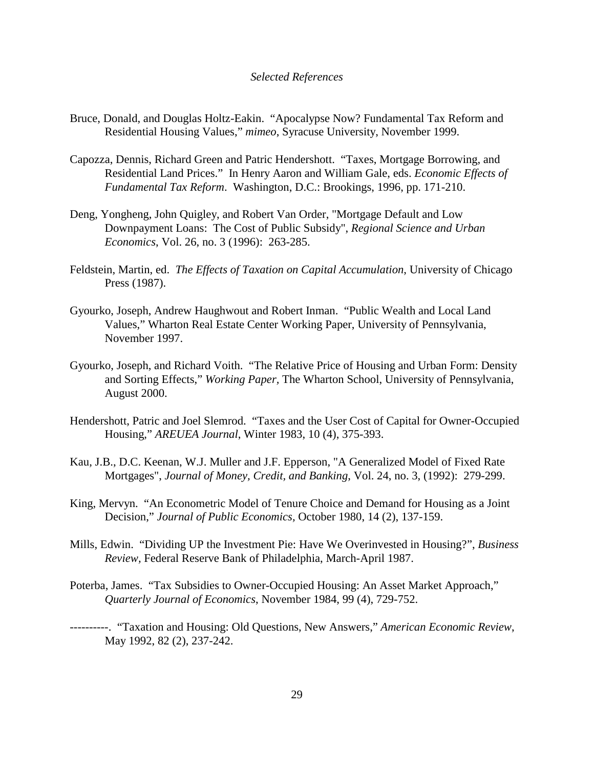*Selected References*

Bruce, Donald, and Douglas Holtz-Eakin. "Apocalypse Now? Fundamental Tax Reform and Residential Housing Values," *mimeo*, Syracuse University, November 1999.

Capozza, Dennis, Richard Green and Patric Hendershott. "Taxes, Mortgage Borrowing, and Residential Land Prices." In Henry Aaron and William Gale, eds. *Economic Effects of Fundamental Tax Reform*. Washington, D.C.: Brookings, 1996, pp. 171-210.

Deng, Yongheng, John Quigley, and Robert Van Order, "Mortgage Default and Low Downpayment Loans: The Cost of Public Subsidy", *Regional Science and Urban Economics*, Vol. 26, no. 3 (1996): 263-285.

Feldstein, Martin, ed. *The Effects of Taxation on Capital Accumulation*, University of Chicago Press (1987).

Gyourko, Joseph, Andrew Haughwout and Robert Inman. "Public Wealth and Local Land Values," Wharton Real Estate Center Working Paper, University of Pennsylvania, November 1997.

Gyourko, Joseph, and Richard Voith. "The Relative Price of Housing and Urban Form: Density and Sorting Effects," *Working Paper,* The Wharton School, University of Pennsylvania, August 2000.

Hendershott, Patric and Joel Slemrod. "Taxes and the User Cost of Capital for Owner-Occupied Housing," *AREUEA Journal*, Winter 1983, 10 (4), 375-393.

Kau, J.B., D.C. Keenan, W.J. Muller and J.F. Epperson, "A Generalized Model of Fixed Rate Mortgages", *Journal of Money, Credit, and Banking,* Vol. 24, no. 3, (1992): 279-299.

King, Mervyn. "An Econometric Model of Tenure Choice and Demand for Housing as a Joint Decision," *Journal of Public Economics,* October 1980, 14 (2), 137-159.

Mills, Edwin. "Dividing UP the Investment Pie: Have We Overinvested in Housing?", *Business Review,* Federal Reserve Bank of Philadelphia, March-April 1987.

Poterba, James. "Tax Subsidies to Owner-Occupied Housing: An Asset Market Approach," *Quarterly Journal of Economics*, November 1984, 99 (4), 729-752.

----------. "Taxation and Housing: Old Questions, New Answers," *American Economic Review*, May 1992, 82 (2), 237-242.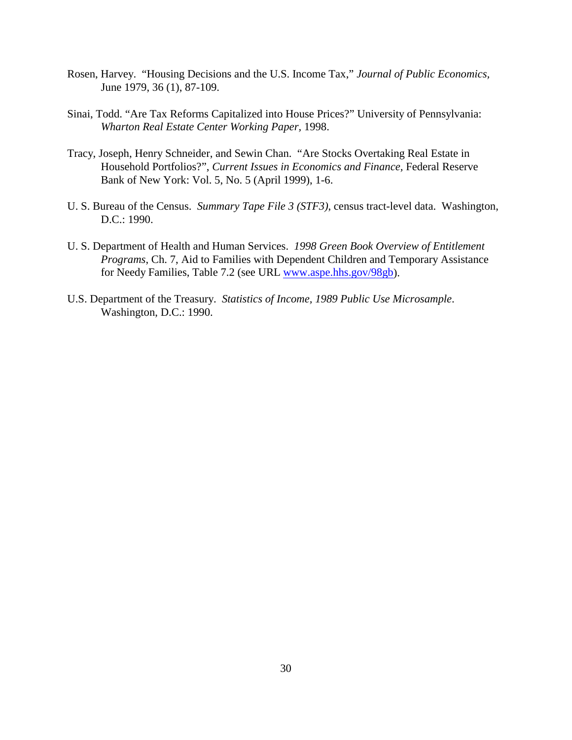Rosen, Harvey. "Housing Decisions and the U.S. Income Tax," *Journal of Public Economics*, June 1979, 36 (1), 87-109.

Sinai, Todd. "Are Tax Reforms Capitalized into House Prices?" University of Pennsylvania: *Wharton Real Estate Center Working Paper*, 1998.

Tracy, Joseph, Henry Schneider, and Sewin Chan. "Are Stocks Overtaking Real Estate in Household Portfolios?", *Current Issues in Economics and Finance*, Federal Reserve Bank of New York: Vol. 5, No. 5 (April 1999), 1-6.

U. S. Bureau of the Census. *Summary Tape File 3 (STF3)*, census tract-level data. Washington, D.C.: 1990.

U. S. Department of Health and Human Services. *1998 Green Book Overview of Entitlement Programs*, Ch. 7, Aid to Families with Dependent Children and Temporary Assistance for Needy Families, Table 7.2 (see URL www.aspe.hhs.gov/98gb).

U.S. Department of the Treasury. *Statistics of Income, 1989 Public Use Microsample*. Washington, D.C.: 1990.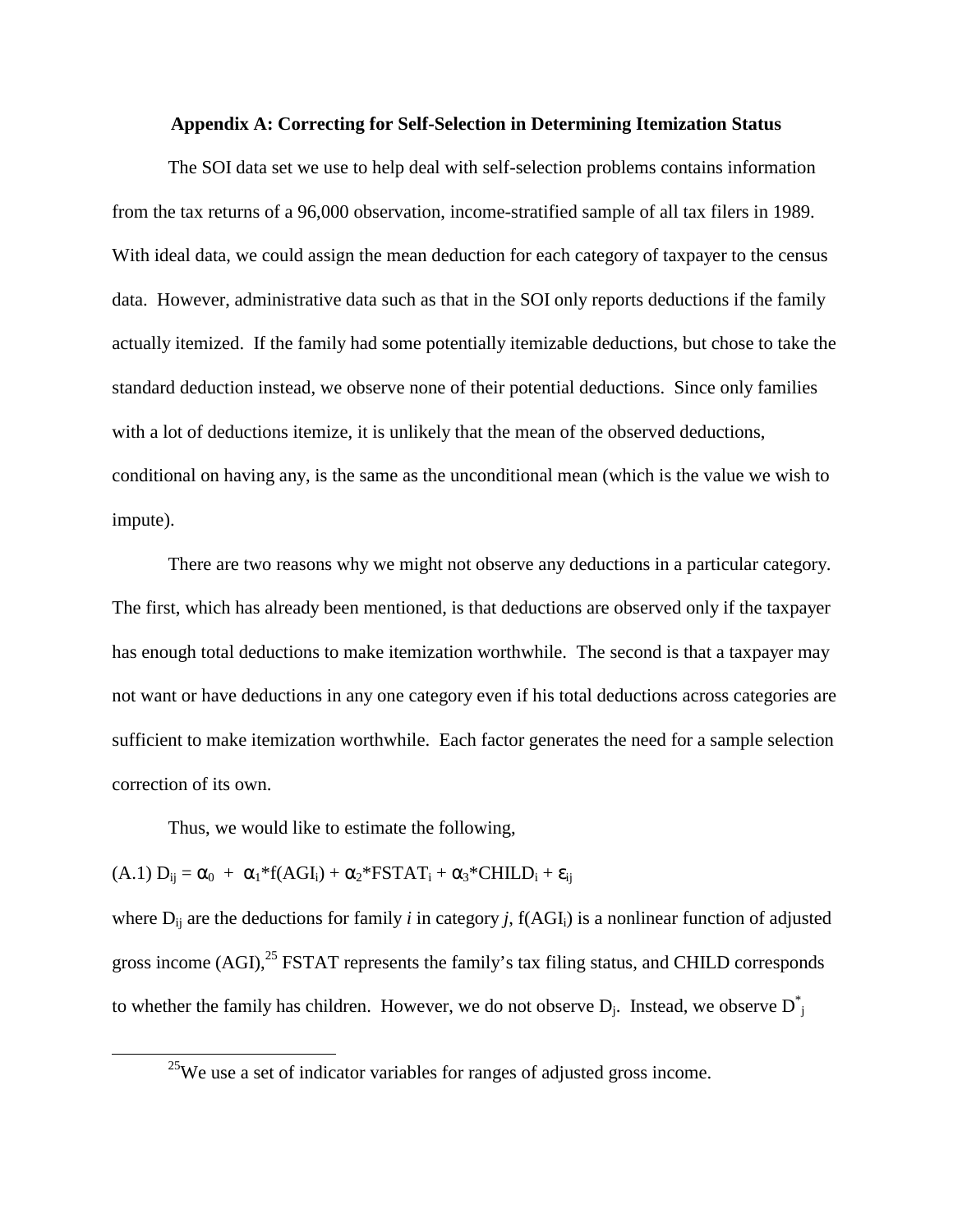## Appendix A: Correcting for Self-Selection in Determining Itemization Status

The SOI data set we use to help deal with self-selection problems contains information from the tax returns of a 96,000 observation, income-stratified sample of all tax filers in 1989. With ideal data, we could assign the mean deduction for each category of taxpayer to the census data. However, administrative data such as that in the SOI only reports deductions if the family actually itemized. If the family had some potentially itemizable deductions, but chose to take the standard deduction instead, we observe none of their potential deductions. Since only families with a lot of deductions itemize, it is unlikely that the mean of the observed deductions, conditional on having any, is the same as the unconditional mean (which is the value we wish to impute).

There are two reasons why we might not observe any deductions in a particular category. The first, which has already been mentioned, is that deductions are observed only if the taxpayer has enough total deductions to make itemization worthwhile. The second is that a taxpayer may not want or have deductions in any one category even if his total deductions across categories are sufficient to make itemization worthwhile. Each factor generates the need for a sample selection correction of its own.

Thus, we would like to estimate the following,

(A.1) $D_{ij} = \alpha_0 + \alpha_1 * f(AGI_i) + \alpha_2 * FSTAT_i + \alpha_3 * CHILD_i + \varepsilon_{ij}$

where $D_{ij}$ are the deductions for family *i* in category *j*, $f(AGI_i)$ is a nonlinear function of adjusted gross income (AGI),[25] FSTAT represents the family's tax filing status, and CHILD corresponds to whether the family has children. However, we do not observe $D_j$. Instead, we observe $D^*_j$

[25] We use a set of indicator variables for ranges of adjusted gross income.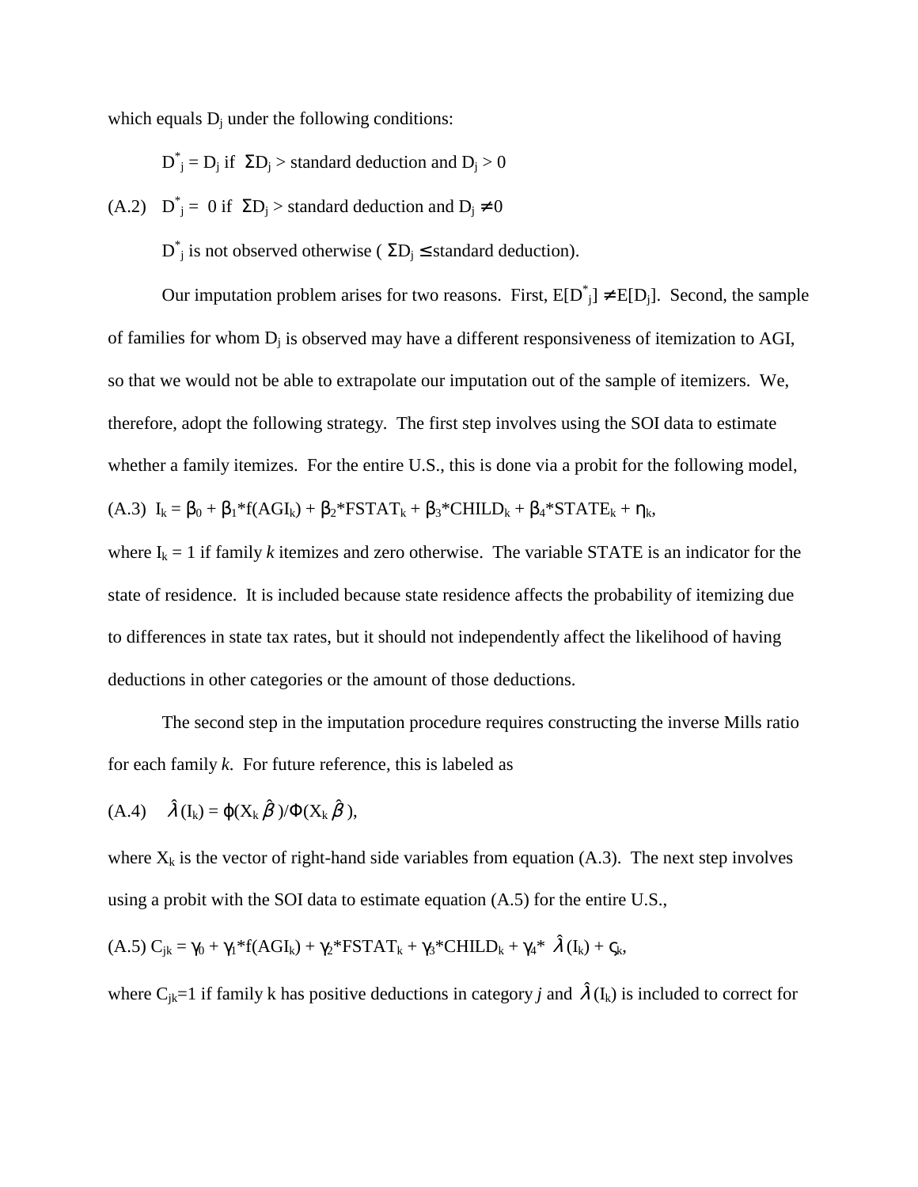which equals $D_j$ under the following conditions:

$$D^*_j = D_j \text{ if } \Sigma D_j > \text{standard deduction and } D_j > 0$$

$$\text{(A.2)} \quad D^*_j = 0 \text{ if } \Sigma D_j > \text{standard deduction and } D_j \neq 0$$

$$D^*_j \text{ is not observed otherwise } (\Sigma D_j \leq \text{standard deduction}).$$

Our imputation problem arises for two reasons. First, $E[D^*_j] \neq E[D_j]$. Second, the sample of families for whom $D_j$ is observed may have a different responsiveness of itemization to AGI, so that we would not be able to extrapolate our imputation out of the sample of itemizers. We, therefore, adopt the following strategy. The first step involves using the SOI data to estimate whether a family itemizes. For the entire U.S., this is done via a probit for the following model,

$$\text{(A.3)} \quad I_k = \beta_0 + \beta_1 * f(AGI_k) + \beta_2 * FSTAT_k + \beta_3 * CHILD_k + \beta_4 * STATE_k + \eta_k,$$

where $I_k = 1$ if family *k* itemizes and zero otherwise. The variable STATE is an indicator for the state of residence. It is included because state residence affects the probability of itemizing due to differences in state tax rates, but it should not independently affect the likelihood of having deductions in other categories or the amount of those deductions.

The second step in the imputation procedure requires constructing the inverse Mills ratio for each family *k*. For future reference, this is labeled as

$$\text{(A.4)} \quad \hat{\lambda}(I_k) = \phi(X_k \hat{\beta}) / \Phi(X_k \hat{\beta}),$$

where $X_k$ is the vector of right-hand side variables from equation (A.3). The next step involves using a probit with the SOI data to estimate equation (A.5) for the entire U.S.,

$$\text{(A.5)} \quad C_{jk} = \gamma_0 + \gamma_1 * f(AGI_k) + \gamma_2 * FSTAT_k + \gamma_3 * CHILD_k + \gamma_4 * \hat{\lambda}(I_k) + \varsigma_k,$$

where $C_{jk}=1$ if family k has positive deductions in category *j* and $\hat{\lambda}(I_k)$ is included to correct for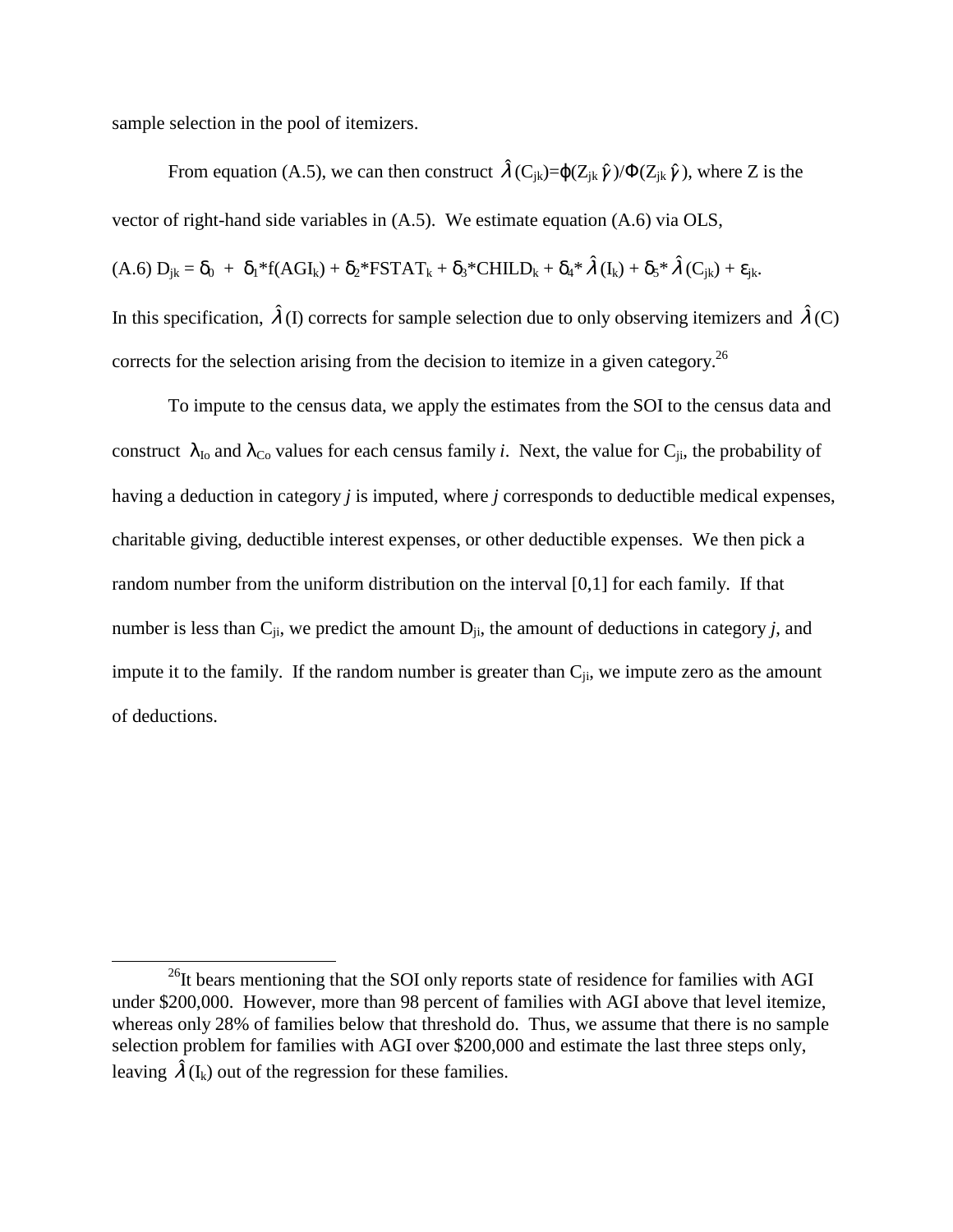sample selection in the pool of itemizers.

From equation (A.5), we can then construct $\hat{\lambda}(C_{jk})=\phi(Z_{jk}\hat{\gamma})/\Phi(Z_{jk}\hat{\gamma})$, where Z is the vector of right-hand side variables in (A.5). We estimate equation (A.6) via OLS,

(A.6) $D_{jk} = \delta_0 + \delta_1 * f(AGI_k) + \delta_2 * FSTAT_k + \delta_3 * CHILD_k + \delta_4 * \hat{\lambda}(I_k) + \delta_5 * \hat{\lambda}(C_{jk}) + \varepsilon_{jk}$.

In this specification, $\hat{\lambda}(I)$ corrects for sample selection due to only observing itemizers and $\hat{\lambda}(C)$ corrects for the selection arising from the decision to itemize in a given category.[26]

To impute to the census data, we apply the estimates from the SOI to the census data and construct $\lambda_{Io}$ and $\lambda_{Co}$ values for each census family *i*. Next, the value for $C_{ji}$, the probability of having a deduction in category *j* is imputed, where *j* corresponds to deductible medical expenses, charitable giving, deductible interest expenses, or other deductible expenses. We then pick a random number from the uniform distribution on the interval [0,1] for each family. If that number is less than $C_{ji}$, we predict the amount $D_{ji}$, the amount of deductions in category *j*, and impute it to the family. If the random number is greater than $C_{ji}$, we impute zero as the amount of deductions.

---

[26] It bears mentioning that the SOI only reports state of residence for families with AGI under $200,000. However, more than 98 percent of families with AGI above that level itemize, whereas only 28% of families below that threshold do. Thus, we assume that there is no sample selection problem for families with AGI over $200,000 and estimate the last three steps only, leaving $\hat{\lambda}(I_k)$ out of the regression for these families.